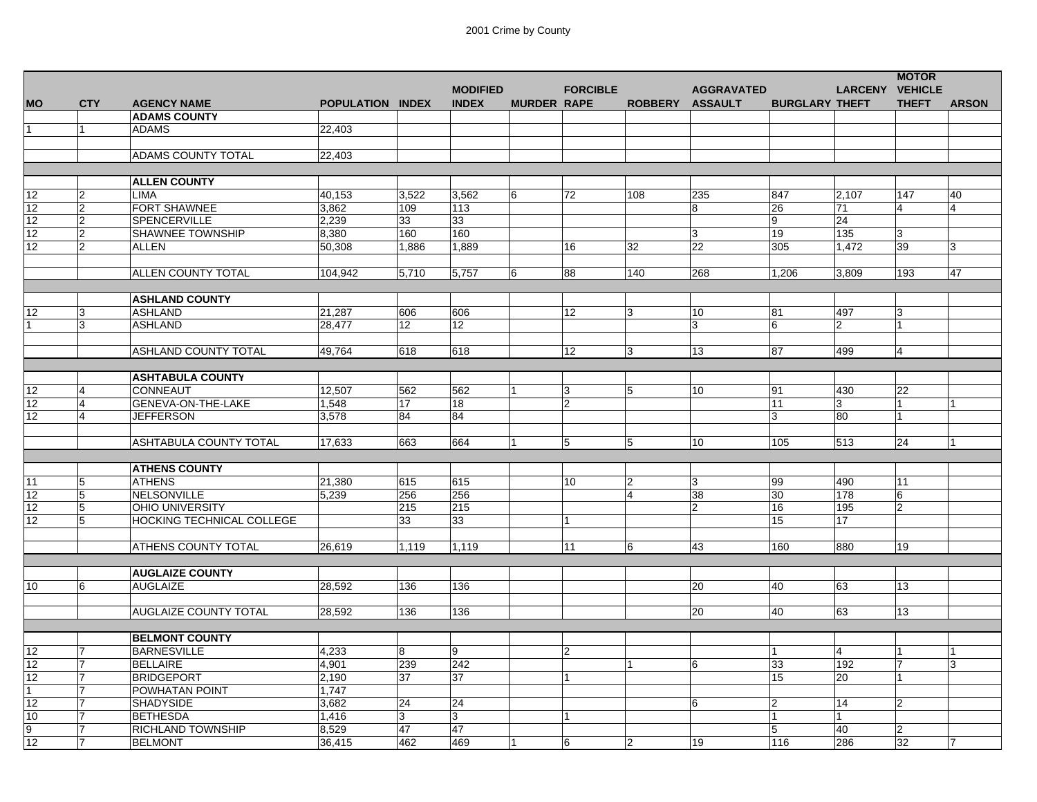# 2001 Crime by County

| MO | CTY | AGENCY NAME | POPULATION | INDEX | MODIFIED INDEX | MURDER | FORCIBLE RAPE | ROBBERY | AGGRAVATED ASSAULT | BURGLARY | LARCENY THEFT | MOTOR VEHICLE THEFT | ARSON |
|---|---|---|---|---|---|---|---|---|---|---|---|---|---|
| | | **ADAMS COUNTY** | | | | | | | | | | | |
| 1 | 1 | ADAMS | 22,403 | | | | | | | | | | |
| | | | | | | | | | | | | | |
| | | ADAMS COUNTY TOTAL | 22,403 | | | | | | | | | | |
| | | | | | | | | | | | | | |
| | | **ALLEN COUNTY** | | | | | | | | | | | |
| 12 | 2 | LIMA | 40,153 | 3,522 | 3,562 | 6 | 72 | 108 | 235 | 847 | 2,107 | 147 | 40 |
| 12 | 2 | FORT SHAWNEE | 3,862 | 109 | 113 | | | | 8 | 26 | 71 | 4 | 4 |
| 12 | 2 | SPENCERVILLE | 2,239 | 33 | 33 | | | | | 9 | 24 | | |
| 12 | 2 | SHAWNEE TOWNSHIP | 8,380 | 160 | 160 | | | | 3 | 19 | 135 | 3 | |
| 12 | 2 | ALLEN | 50,308 | 1,886 | 1,889 | | 16 | 32 | 22 | 305 | 1,472 | 39 | 3 |
| | | | | | | | | | | | | | |
| | | ALLEN COUNTY TOTAL | 104,942 | 5,710 | 5,757 | 6 | 88 | 140 | 268 | 1,206 | 3,809 | 193 | 47 |
| | | | | | | | | | | | | | |
| | | **ASHLAND COUNTY** | | | | | | | | | | | |
| 12 | 3 | ASHLAND | 21,287 | 606 | 606 | | 12 | 3 | 10 | 81 | 497 | 3 | |
| 1 | 3 | ASHLAND | 28,477 | 12 | 12 | | | | 3 | 6 | 2 | 1 | |
| | | | | | | | | | | | | | |
| | | ASHLAND COUNTY TOTAL | 49,764 | 618 | 618 | | 12 | 3 | 13 | 87 | 499 | 4 | |
| | | | | | | | | | | | | | |
| | | **ASHTABULA COUNTY** | | | | | | | | | | | |
| 12 | 4 | CONNEAUT | 12,507 | 562 | 562 | 1 | 3 | 5 | 10 | 91 | 430 | 22 | |
| 12 | 4 | GENEVA-ON-THE-LAKE | 1,548 | 17 | 18 | | 2 | | | 11 | 3 | 1 | 1 |
| 12 | 4 | JEFFERSON | 3,578 | 84 | 84 | | | | | 3 | 80 | 1 | |
| | | | | | | | | | | | | | |
| | | ASHTABULA COUNTY TOTAL | 17,633 | 663 | 664 | 1 | 5 | 5 | 10 | 105 | 513 | 24 | 1 |
| | | | | | | | | | | | | | |
| | | **ATHENS COUNTY** | | | | | | | | | | | |
| 11 | 5 | ATHENS | 21,380 | 615 | 615 | | 10 | 2 | 3 | 99 | 490 | 11 | |
| 12 | 5 | NELSONVILLE | 5,239 | 256 | 256 | | | 4 | 38 | 30 | 178 | 6 | |
| 12 | 5 | OHIO UNIVERSITY | | 215 | 215 | | | | 2 | 16 | 195 | 2 | |
| 12 | 5 | HOCKING TECHNICAL COLLEGE | | 33 | 33 | | 1 | | | 15 | 17 | | |
| | | | | | | | | | | | | | |
| | | ATHENS COUNTY TOTAL | 26,619 | 1,119 | 1,119 | | 11 | 6 | 43 | 160 | 880 | 19 | |
| | | | | | | | | | | | | | |
| | | **AUGLAIZE COUNTY** | | | | | | | | | | | |
| 10 | 6 | AUGLAIZE | 28,592 | 136 | 136 | | | | 20 | 40 | 63 | 13 | |
| | | | | | | | | | | | | | |
| | | AUGLAIZE COUNTY TOTAL | 28,592 | 136 | 136 | | | | 20 | 40 | 63 | 13 | |
| | | | | | | | | | | | | | |
| | | **BELMONT COUNTY** | | | | | | | | | | | |
| 12 | 7 | BARNESVILLE | 4,233 | 8 | 9 | | 2 | | | 1 | 4 | 1 | 1 |
| 12 | 7 | BELLAIRE | 4,901 | 239 | 242 | | | 1 | 6 | 33 | 192 | 7 | 3 |
| 12 | 7 | BRIDGEPORT | 2,190 | 37 | 37 | | 1 | | | 15 | 20 | 1 | |
| 1 | 7 | POWHATAN POINT | 1,747 | | | | | | | | | | |
| 12 | 7 | SHADYSIDE | 3,682 | 24 | 24 | | | | 6 | 2 | 14 | 2 | |
| 10 | 7 | BETHESDA | 1,416 | 3 | 3 | | 1 | | | 1 | 1 | | |
| 9 | 7 | RICHLAND TOWNSHIP | 8,529 | 47 | 47 | | | | | 5 | 40 | 2 | |
| 12 | 7 | BELMONT | 36,415 | 462 | 469 | 1 | 6 | 2 | 19 | 116 | 286 | 32 | 7 |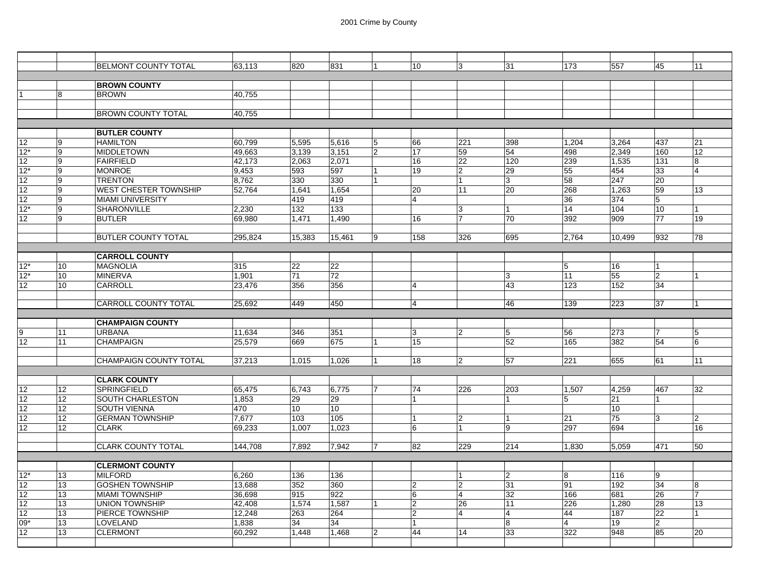| | | | | | | | | | | | | | |
|---|---|---|---|---|---|---|---|---|---|---|---|---|---|
| | | BELMONT COUNTY TOTAL | 63,113 | 820 | 831 | 1 | 10 | 3 | 31 | 173 | 557 | 45 | 11 |
| | | | | | | | | | | | | | |
| | | **BROWN COUNTY** | | | | | | | | | | | |
| 1 | 8 | BROWN | 40,755 | | | | | | | | | | |
| | | | | | | | | | | | | | |
| | | BROWN COUNTY TOTAL | 40,755 | | | | | | | | | | |
| | | | | | | | | | | | | | |
| | | **BUTLER COUNTY** | | | | | | | | | | | |
| 12 | 9 | HAMILTON | 60,799 | 5,595 | 5,616 | 5 | 66 | 221 | 398 | 1,204 | 3,264 | 437 | 21 |
| 12* | 9 | MIDDLETOWN | 49,663 | 3,139 | 3,151 | 2 | 17 | 59 | 54 | 498 | 2,349 | 160 | 12 |
| 12 | 9 | FAIRFIELD | 42,173 | 2,063 | 2,071 | | 16 | 22 | 120 | 239 | 1,535 | 131 | 8 |
| 12* | 9 | MONROE | 9,453 | 593 | 597 | 1 | 19 | 2 | 29 | 55 | 454 | 33 | 4 |
| 12 | 9 | TRENTON | 8,762 | 330 | 330 | 1 | | 1 | 3 | 58 | 247 | 20 | |
| 12 | 9 | WEST CHESTER TOWNSHIP | 52,764 | 1,641 | 1,654 | | 20 | 11 | 20 | 268 | 1,263 | 59 | 13 |
| 12 | 9 | MIAMI UNIVERSITY | | 419 | 419 | | 4 | | | 36 | 374 | 5 | |
| 12* | 9 | SHARONVILLE | 2,230 | 132 | 133 | | | 3 | 1 | 14 | 104 | 10 | 1 |
| 12 | 9 | BUTLER | 69,980 | 1,471 | 1,490 | | 16 | 7 | 70 | 392 | 909 | 77 | 19 |
| | | | | | | | | | | | | | |
| | | BUTLER COUNTY TOTAL | 295,824 | 15,383 | 15,461 | 9 | 158 | 326 | 695 | 2,764 | 10,499 | 932 | 78 |
| | | | | | | | | | | | | | |
| | | **CARROLL COUNTY** | | | | | | | | | | | |
| 12* | 10 | MAGNOLIA | 315 | 22 | 22 | | | | | 5 | 16 | 1 | |
| 12* | 10 | MINERVA | 1,901 | 71 | 72 | | | | 3 | 11 | 55 | 2 | 1 |
| 12 | 10 | CARROLL | 23,476 | 356 | 356 | | 4 | | 43 | 123 | 152 | 34 | |
| | | | | | | | | | | | | | |
| | | CARROLL COUNTY TOTAL | 25,692 | 449 | 450 | | 4 | | 46 | 139 | 223 | 37 | 1 |
| | | | | | | | | | | | | | |
| | | **CHAMPAIGN COUNTY** | | | | | | | | | | | |
| 9 | 11 | URBANA | 11,634 | 346 | 351 | | 3 | 2 | 5 | 56 | 273 | 7 | 5 |
| 12 | 11 | CHAMPAIGN | 25,579 | 669 | 675 | 1 | 15 | | 52 | 165 | 382 | 54 | 6 |
| | | | | | | | | | | | | | |
| | | CHAMPAIGN COUNTY TOTAL | 37,213 | 1,015 | 1,026 | 1 | 18 | 2 | 57 | 221 | 655 | 61 | 11 |
| | | | | | | | | | | | | | |
| | | **CLARK COUNTY** | | | | | | | | | | | |
| 12 | 12 | SPRINGFIELD | 65,475 | 6,743 | 6,775 | 7 | 74 | 226 | 203 | 1,507 | 4,259 | 467 | 32 |
| 12 | 12 | SOUTH CHARLESTON | 1,853 | 29 | 29 | | 1 | | 1 | 5 | 21 | 1 | |
| 12 | 12 | SOUTH VIENNA | 470 | 10 | 10 | | | | | | 10 | | |
| 12 | 12 | GERMAN TOWNSHIP | 7,677 | 103 | 105 | | 1 | 2 | 1 | 21 | 75 | 3 | 2 |
| 12 | 12 | CLARK | 69,233 | 1,007 | 1,023 | | 6 | 1 | 9 | 297 | 694 | | 16 |
| | | | | | | | | | | | | | |
| | | CLARK COUNTY TOTAL | 144,708 | 7,892 | 7,942 | 7 | 82 | 229 | 214 | 1,830 | 5,059 | 471 | 50 |
| | | | | | | | | | | | | | |
| | | **CLERMONT COUNTY** | | | | | | | | | | | |
| 12* | 13 | MILFORD | 6,260 | 136 | 136 | | | 1 | 2 | 8 | 116 | 9 | |
| 12 | 13 | GOSHEN TOWNSHIP | 13,688 | 352 | 360 | | 2 | 2 | 31 | 91 | 192 | 34 | 8 |
| 12 | 13 | MIAMI TOWNSHIP | 36,698 | 915 | 922 | | 6 | 4 | 32 | 166 | 681 | 26 | 7 |
| 12 | 13 | UNION TOWNSHIP | 42,408 | 1,574 | 1,587 | 1 | 2 | 26 | 11 | 226 | 1,280 | 28 | 13 |
| 12 | 13 | PIERCE TOWNSHIP | 12,248 | 263 | 264 | | 2 | 4 | 4 | 44 | 187 | 22 | 1 |
| 09* | 13 | LOVELAND | 1,838 | 34 | 34 | | 1 | | 8 | 4 | 19 | 2 | |
| 12 | 13 | CLERMONT | 60,292 | 1,448 | 1,468 | 2 | 44 | 14 | 33 | 322 | 948 | 85 | 20 |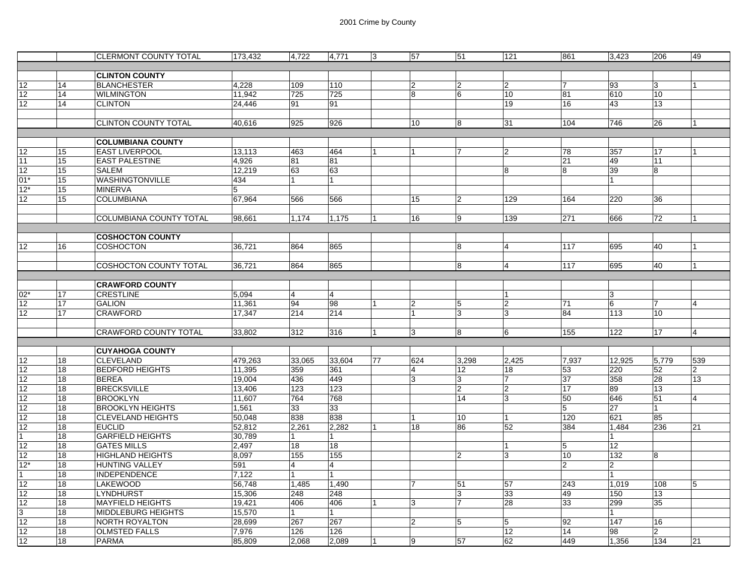| | | | | | | | | | | | | | |
|---|---|---|---|---|---|---|---|---|---|---|---|---|---|
| | | CLERMONT COUNTY TOTAL | 173,432 | 4,722 | 4,771 | 3 | 57 | 51 | 121 | 861 | 3,423 | 206 | 49 |
| | | **CLINTON COUNTY** | | | | | | | | | | | |
| 12 | 14 | BLANCHESTER | 4,228 | 109 | 110 | | 2 | 2 | 2 | 7 | 93 | 3 | 1 |
| 12 | 14 | WILMINGTON | 11,942 | 725 | 725 | | 8 | 6 | 10 | 81 | 610 | 10 | |
| 12 | 14 | CLINTON | 24,446 | 91 | 91 | | | | 19 | 16 | 43 | 13 | |
| | | CLINTON COUNTY TOTAL | 40,616 | 925 | 926 | | 10 | 8 | 31 | 104 | 746 | 26 | 1 |
| | | **COLUMBIANA COUNTY** | | | | | | | | | | | |
| 12 | 15 | EAST LIVERPOOL | 13,113 | 463 | 464 | 1 | 1 | 7 | 2 | 78 | 357 | 17 | 1 |
| 11 | 15 | EAST PALESTINE | 4,926 | 81 | 81 | | | | | 21 | 49 | 11 | |
| 12 | 15 | SALEM | 12,219 | 63 | 63 | | | | 8 | 8 | 39 | 8 | |
| 01* | 15 | WASHINGTONVILLE | 434 | 1 | 1 | | | | | | 1 | | |
| 12* | 15 | MINERVA | 5 | | | | | | | | | | |
| 12 | 15 | COLUMBIANA | 67,964 | 566 | 566 | | 15 | 2 | 129 | 164 | 220 | 36 | |
| | | COLUMBIANA COUNTY TOTAL | 98,661 | 1,174 | 1,175 | 1 | 16 | 9 | 139 | 271 | 666 | 72 | 1 |
| | | **COSHOCTON COUNTY** | | | | | | | | | | | |
| 12 | 16 | COSHOCTON | 36,721 | 864 | 865 | | | 8 | 4 | 117 | 695 | 40 | 1 |
| | | COSHOCTON COUNTY TOTAL | 36,721 | 864 | 865 | | | 8 | 4 | 117 | 695 | 40 | 1 |
| | | **CRAWFORD COUNTY** | | | | | | | | | | | |
| 02* | 17 | CRESTLINE | 5,094 | 4 | 4 | | | | 1 | | 3 | | |
| 12 | 17 | GALION | 11,361 | 94 | 98 | 1 | 2 | 5 | 2 | 71 | 6 | 7 | 4 |
| 12 | 17 | CRAWFORD | 17,347 | 214 | 214 | | 1 | 3 | 3 | 84 | 113 | 10 | |
| | | CRAWFORD COUNTY TOTAL | 33,802 | 312 | 316 | 1 | 3 | 8 | 6 | 155 | 122 | 17 | 4 |
| | | **CUYAHOGA COUNTY** | | | | | | | | | | | |
| 12 | 18 | CLEVELAND | 479,263 | 33,065 | 33,604 | 77 | 624 | 3,298 | 2,425 | 7,937 | 12,925 | 5,779 | 539 |
| 12 | 18 | BEDFORD HEIGHTS | 11,395 | 359 | 361 | | 4 | 12 | 18 | 53 | 220 | 52 | 2 |
| 12 | 18 | BEREA | 19,004 | 436 | 449 | | 3 | 3 | 7 | 37 | 358 | 28 | 13 |
| 12 | 18 | BRECKSVILLE | 13,406 | 123 | 123 | | | 2 | 2 | 17 | 89 | 13 | |
| 12 | 18 | BROOKLYN | 11,607 | 764 | 768 | | | 14 | 3 | 50 | 646 | 51 | 4 |
| 12 | 18 | BROOKLYN HEIGHTS | 1,561 | 33 | 33 | | | | | 5 | 27 | 1 | |
| 12 | 18 | CLEVELAND HEIGHTS | 50,048 | 838 | 838 | | 1 | 10 | 1 | 120 | 621 | 85 | |
| 12 | 18 | EUCLID | 52,812 | 2,261 | 2,282 | 1 | 18 | 86 | 52 | 384 | 1,484 | 236 | 21 |
| 1 | 18 | GARFIELD HEIGHTS | 30,789 | 1 | 1 | | | | | | 1 | | |
| 12 | 18 | GATES MILLS | 2,497 | 18 | 18 | | | | 1 | 5 | 12 | | |
| 12 | 18 | HIGHLAND HEIGHTS | 8,097 | 155 | 155 | | | 2 | 3 | 10 | 132 | 8 | |
| 12* | 18 | HUNTING VALLEY | 591 | 4 | 4 | | | | | 2 | 2 | | |
| 1 | 18 | INDEPENDENCE | 7,122 | 1 | 1 | | | | | | 1 | | |
| 12 | 18 | LAKEWOOD | 56,748 | 1,485 | 1,490 | | 7 | 51 | 57 | 243 | 1,019 | 108 | 5 |
| 12 | 18 | LYNDHURST | 15,306 | 248 | 248 | | | 3 | 33 | 49 | 150 | 13 | |
| 12 | 18 | MAYFIELD HEIGHTS | 19,421 | 406 | 406 | 1 | 3 | 7 | 28 | 33 | 299 | 35 | |
| 3 | 18 | MIDDLEBURG HEIGHTS | 15,570 | 1 | 1 | | | | | | 1 | | |
| 12 | 18 | NORTH ROYALTON | 28,699 | 267 | 267 | | 2 | 5 | 5 | 92 | 147 | 16 | |
| 12 | 18 | OLMSTED FALLS | 7,976 | 126 | 126 | | | | 12 | 14 | 98 | 2 | |
| 12 | 18 | PARMA | 85,809 | 2,068 | 2,089 | 1 | 9 | 57 | 62 | 449 | 1,356 | 134 | 21 |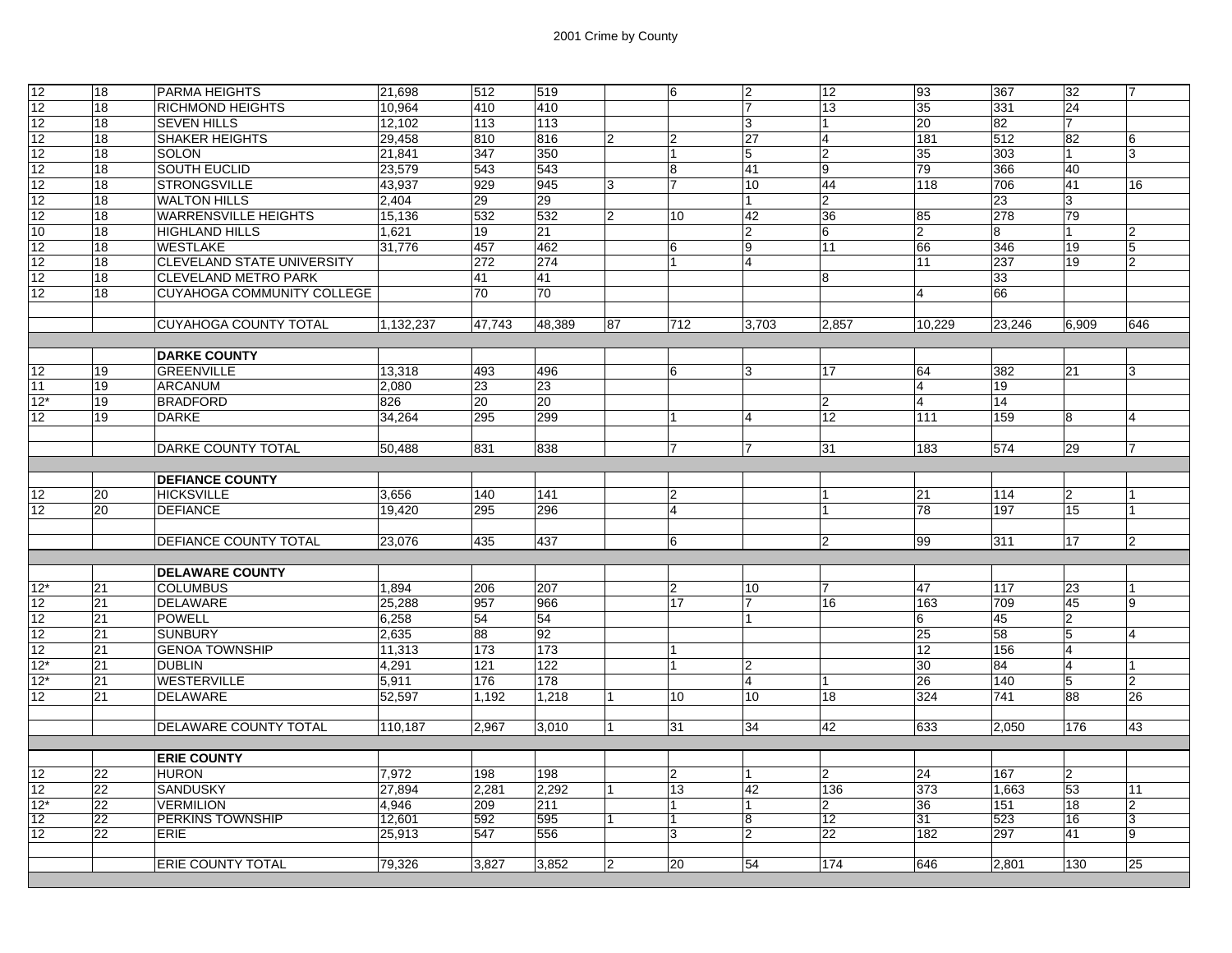| | | | | | | | | | | | | | |
|---|---|---|---|---|---|---|---|---|---|---|---|---|---|
| 12 | 18 | PARMA HEIGHTS | 21,698 | 512 | 519 | | 6 | 2 | 12 | 93 | 367 | 32 | 7 |
| 12 | 18 | RICHMOND HEIGHTS | 10,964 | 410 | 410 | | | 7 | 13 | 35 | 331 | 24 | |
| 12 | 18 | SEVEN HILLS | 12,102 | 113 | 113 | | | 3 | 1 | 20 | 82 | 7 | |
| 12 | 18 | SHAKER HEIGHTS | 29,458 | 810 | 816 | 2 | 2 | 27 | 4 | 181 | 512 | 82 | 6 |
| 12 | 18 | SOLON | 21,841 | 347 | 350 | | 1 | 5 | 2 | 35 | 303 | 1 | 3 |
| 12 | 18 | SOUTH EUCLID | 23,579 | 543 | 543 | | 8 | 41 | 9 | 79 | 366 | 40 | |
| 12 | 18 | STRONGSVILLE | 43,937 | 929 | 945 | 3 | 7 | 10 | 44 | 118 | 706 | 41 | 16 |
| 12 | 18 | WALTON HILLS | 2,404 | 29 | 29 | | | 1 | 2 | | 23 | 3 | |
| 12 | 18 | WARRENSVILLE HEIGHTS | 15,136 | 532 | 532 | 2 | 10 | 42 | 36 | 85 | 278 | 79 | |
| 10 | 18 | HIGHLAND HILLS | 1,621 | 19 | 21 | | | 2 | 6 | 2 | 8 | 1 | 2 |
| 12 | 18 | WESTLAKE | 31,776 | 457 | 462 | | 6 | 9 | 11 | 66 | 346 | 19 | 5 |
| 12 | 18 | CLEVELAND STATE UNIVERSITY | | 272 | 274 | | 1 | 4 | | 11 | 237 | 19 | 2 |
| 12 | 18 | CLEVELAND METRO PARK | | 41 | 41 | | | | 8 | | 33 | | |
| 12 | 18 | CUYAHOGA COMMUNITY COLLEGE | | 70 | 70 | | | | | 4 | 66 | | |
| | | | | | | | | | | | | | |
| | | CUYAHOGA COUNTY TOTAL | 1,132,237 | 47,743 | 48,389 | 87 | 712 | 3,703 | 2,857 | 10,229 | 23,246 | 6,909 | 646 |
| | | | | | | | | | | | | | |
| | | **DARKE COUNTY** | | | | | | | | | | | |
| 12 | 19 | GREENVILLE | 13,318 | 493 | 496 | | 6 | 3 | 17 | 64 | 382 | 21 | 3 |
| 11 | 19 | ARCANUM | 2,080 | 23 | 23 | | | | | 4 | 19 | | |
| 12* | 19 | BRADFORD | 826 | 20 | 20 | | | | 2 | 4 | 14 | | |
| 12 | 19 | DARKE | 34,264 | 295 | 299 | | 1 | 4 | 12 | 111 | 159 | 8 | 4 |
| | | | | | | | | | | | | | |
| | | DARKE COUNTY TOTAL | 50,488 | 831 | 838 | | 7 | 7 | 31 | 183 | 574 | 29 | 7 |
| | | | | | | | | | | | | | |
| | | **DEFIANCE COUNTY** | | | | | | | | | | | |
| 12 | 20 | HICKSVILLE | 3,656 | 140 | 141 | | 2 | | 1 | 21 | 114 | 2 | 1 |
| 12 | 20 | DEFIANCE | 19,420 | 295 | 296 | | 4 | | 1 | 78 | 197 | 15 | 1 |
| | | | | | | | | | | | | | |
| | | DEFIANCE COUNTY TOTAL | 23,076 | 435 | 437 | | 6 | | 2 | 99 | 311 | 17 | 2 |
| | | | | | | | | | | | | | |
| | | **DELAWARE COUNTY** | | | | | | | | | | | |
| 12* | 21 | COLUMBUS | 1,894 | 206 | 207 | | 2 | 10 | 7 | 47 | 117 | 23 | 1 |
| 12 | 21 | DELAWARE | 25,288 | 957 | 966 | | 17 | 7 | 16 | 163 | 709 | 45 | 9 |
| 12 | 21 | POWELL | 6,258 | 54 | 54 | | | 1 | | 6 | 45 | 2 | |
| 12 | 21 | SUNBURY | 2,635 | 88 | 92 | | | | | 25 | 58 | 5 | 4 |
| 12 | 21 | GENOA TOWNSHIP | 11,313 | 173 | 173 | | 1 | | | 12 | 156 | 4 | |
| 12* | 21 | DUBLIN | 4,291 | 121 | 122 | | 1 | 2 | | 30 | 84 | 4 | 1 |
| 12* | 21 | WESTERVILLE | 5,911 | 176 | 178 | | | 4 | 1 | 26 | 140 | 5 | 2 |
| 12 | 21 | DELAWARE | 52,597 | 1,192 | 1,218 | 1 | 10 | 10 | 18 | 324 | 741 | 88 | 26 |
| | | | | | | | | | | | | | |
| | | DELAWARE COUNTY TOTAL | 110,187 | 2,967 | 3,010 | 1 | 31 | 34 | 42 | 633 | 2,050 | 176 | 43 |
| | | | | | | | | | | | | | |
| | | **ERIE COUNTY** | | | | | | | | | | | |
| 12 | 22 | HURON | 7,972 | 198 | 198 | | 2 | 1 | 2 | 24 | 167 | 2 | |
| 12 | 22 | SANDUSKY | 27,894 | 2,281 | 2,292 | 1 | 13 | 42 | 136 | 373 | 1,663 | 53 | 11 |
| 12* | 22 | VERMILION | 4,946 | 209 | 211 | | 1 | 1 | 2 | 36 | 151 | 18 | 2 |
| 12 | 22 | PERKINS TOWNSHIP | 12,601 | 592 | 595 | 1 | 1 | 8 | 12 | 31 | 523 | 16 | 3 |
| 12 | 22 | ERIE | 25,913 | 547 | 556 | | 3 | 2 | 22 | 182 | 297 | 41 | 9 |
| | | | | | | | | | | | | | |
| | | ERIE COUNTY TOTAL | 79,326 | 3,827 | 3,852 | 2 | 20 | 54 | 174 | 646 | 2,801 | 130 | 25 |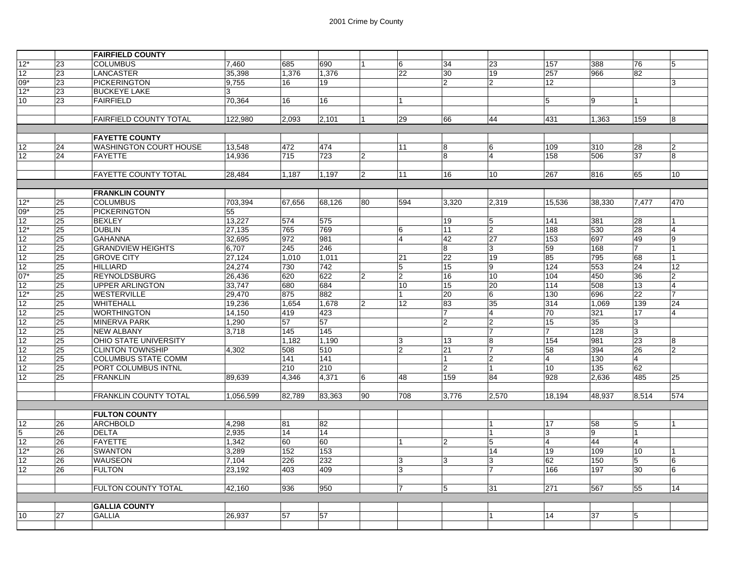| | | | | | | | | | | | | | |
|---|---|---|---|---|---|---|---|---|---|---|---|---|---|
| | | **FAIRFIELD COUNTY** | | | | | | | | | | | |
| 12* | 23 | COLUMBUS | 7,460 | 685 | 690 | 1 | 6 | 34 | 23 | 157 | 388 | 76 | 5 |
| 12 | 23 | LANCASTER | 35,398 | 1,376 | 1,376 | | 22 | 30 | 19 | 257 | 966 | 82 | |
| 09* | 23 | PICKERINGTON | 9,755 | 16 | 19 | | | 2 | 2 | 12 | | | 3 |
| 12* | 23 | BUCKEYE LAKE | 3 | | | | | | | | | | |
| 10 | 23 | FAIRFIELD | 70,364 | 16 | 16 | | 1 | | | 5 | 9 | 1 | |
| | | FAIRFIELD COUNTY TOTAL | 122,980 | 2,093 | 2,101 | 1 | 29 | 66 | 44 | 431 | 1,363 | 159 | 8 |
| | | **FAYETTE COUNTY** | | | | | | | | | | | |
| 12 | 24 | WASHINGTON COURT HOUSE | 13,548 | 472 | 474 | | 11 | 8 | 6 | 109 | 310 | 28 | 2 |
| 12 | 24 | FAYETTE | 14,936 | 715 | 723 | 2 | | 8 | 4 | 158 | 506 | 37 | 8 |
| | | FAYETTE COUNTY TOTAL | 28,484 | 1,187 | 1,197 | 2 | 11 | 16 | 10 | 267 | 816 | 65 | 10 |
| | | **FRANKLIN COUNTY** | | | | | | | | | | | |
| 12* | 25 | COLUMBUS | 703,394 | 67,656 | 68,126 | 80 | 594 | 3,320 | 2,319 | 15,536 | 38,330 | 7,477 | 470 |
| 09* | 25 | PICKERINGTON | 55 | | | | | | | | | | |
| 12 | 25 | BEXLEY | 13,227 | 574 | 575 | | | 19 | 5 | 141 | 381 | 28 | 1 |
| 12* | 25 | DUBLIN | 27,135 | 765 | 769 | | 6 | 11 | 2 | 188 | 530 | 28 | 4 |
| 12 | 25 | GAHANNA | 32,695 | 972 | 981 | | 4 | 42 | 27 | 153 | 697 | 49 | 9 |
| 12 | 25 | GRANDVIEW HEIGHTS | 6,707 | 245 | 246 | | | 8 | 3 | 59 | 168 | 7 | 1 |
| 12 | 25 | GROVE CITY | 27,124 | 1,010 | 1,011 | | 21 | 22 | 19 | 85 | 795 | 68 | 1 |
| 12 | 25 | HILLIARD | 24,274 | 730 | 742 | | 5 | 15 | 9 | 124 | 553 | 24 | 12 |
| 07* | 25 | REYNOLDSBURG | 26,436 | 620 | 622 | 2 | 2 | 16 | 10 | 104 | 450 | 36 | 2 |
| 12 | 25 | UPPER ARLINGTON | 33,747 | 680 | 684 | | 10 | 15 | 20 | 114 | 508 | 13 | 4 |
| 12* | 25 | WESTERVILLE | 29,470 | 875 | 882 | | 1 | 20 | 6 | 130 | 696 | 22 | 7 |
| 12 | 25 | WHITEHALL | 19,236 | 1,654 | 1,678 | 2 | 12 | 83 | 35 | 314 | 1,069 | 139 | 24 |
| 12 | 25 | WORTHINGTON | 14,150 | 419 | 423 | | | 7 | 4 | 70 | 321 | 17 | 4 |
| 12 | 25 | MINERVA PARK | 1,290 | 57 | 57 | | | 2 | 2 | 15 | 35 | 3 | |
| 12 | 25 | NEW ALBANY | 3,718 | 145 | 145 | | | | 7 | 7 | 128 | 3 | |
| 12 | 25 | OHIO STATE UNIVERSITY | | 1,182 | 1,190 | | 3 | 13 | 8 | 154 | 981 | 23 | 8 |
| 12 | 25 | CLINTON TOWNSHIP | 4,302 | 508 | 510 | | 2 | 21 | 7 | 58 | 394 | 26 | 2 |
| 12 | 25 | COLUMBUS STATE COMM | | 141 | 141 | | | 1 | 2 | 4 | 130 | 4 | |
| 12 | 25 | PORT COLUMBUS INTNL | | 210 | 210 | | | 2 | 1 | 10 | 135 | 62 | |
| 12 | 25 | FRANKLIN | 89,639 | 4,346 | 4,371 | 6 | 48 | 159 | 84 | 928 | 2,636 | 485 | 25 |
| | | FRANKLIN COUNTY TOTAL | 1,056,599 | 82,789 | 83,363 | 90 | 708 | 3,776 | 2,570 | 18,194 | 48,937 | 8,514 | 574 |
| | | **FULTON COUNTY** | | | | | | | | | | | |
| 12 | 26 | ARCHBOLD | 4,298 | 81 | 82 | | | | 1 | 17 | 58 | 5 | 1 |
| 5 | 26 | DELTA | 2,935 | 14 | 14 | | | | 1 | 3 | 9 | 1 | |
| 12 | 26 | FAYETTE | 1,342 | 60 | 60 | | 1 | 2 | 5 | 4 | 44 | 4 | |
| 12* | 26 | SWANTON | 3,289 | 152 | 153 | | | | 14 | 19 | 109 | 10 | 1 |
| 12 | 26 | WAUSEON | 7,104 | 226 | 232 | | 3 | 3 | 3 | 62 | 150 | 5 | 6 |
| 12 | 26 | FULTON | 23,192 | 403 | 409 | | 3 | | 7 | 166 | 197 | 30 | 6 |
| | | FULTON COUNTY TOTAL | 42,160 | 936 | 950 | | 7 | 5 | 31 | 271 | 567 | 55 | 14 |
| | | **GALLIA COUNTY** | | | | | | | | | | | |
| 10 | 27 | GALLIA | 26,937 | 57 | 57 | | | | 1 | 14 | 37 | 5 | |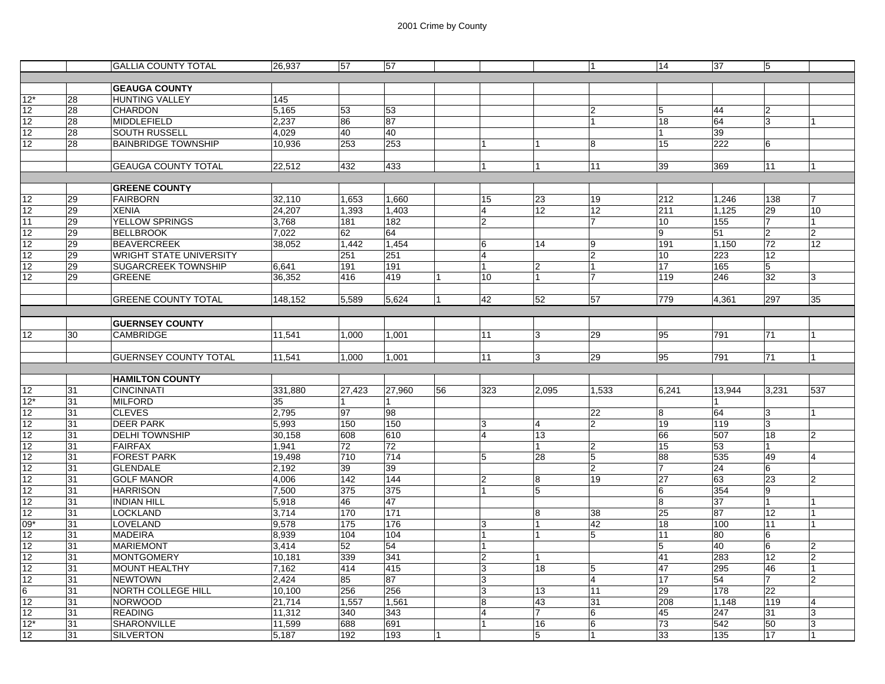| | | | | | | | | | | | | | |
|---|---|---|---|---|---|---|---|---|---|---|---|---|---|
| | | GALLIA COUNTY TOTAL | 26,937 | 57 | 57 | | | | 1 | 14 | 37 | 5 | |
| | | | | | | | | | | | | | |
| | | **GEAUGA COUNTY** | | | | | | | | | | | |
| 12* | 28 | HUNTING VALLEY | 145 | | | | | | | | | | |
| 12 | 28 | CHARDON | 5,165 | 53 | 53 | | | | 2 | 5 | 44 | 2 | |
| 12 | 28 | MIDDLEFIELD | 2,237 | 86 | 87 | | | | 1 | 18 | 64 | 3 | 1 |
| 12 | 28 | SOUTH RUSSELL | 4,029 | 40 | 40 | | | | | 1 | 39 | | |
| 12 | 28 | BAINBRIDGE TOWNSHIP | 10,936 | 253 | 253 | | 1 | 1 | 8 | 15 | 222 | 6 | |
| | | | | | | | | | | | | | |
| | | GEAUGA COUNTY TOTAL | 22,512 | 432 | 433 | | 1 | 1 | 11 | 39 | 369 | 11 | 1 |
| | | | | | | | | | | | | | |
| | | **GREENE COUNTY** | | | | | | | | | | | |
| 12 | 29 | FAIRBORN | 32,110 | 1,653 | 1,660 | | 15 | 23 | 19 | 212 | 1,246 | 138 | 7 |
| 12 | 29 | XENIA | 24,207 | 1,393 | 1,403 | | 4 | 12 | 12 | 211 | 1,125 | 29 | 10 |
| 11 | 29 | YELLOW SPRINGS | 3,768 | 181 | 182 | | 2 | | 7 | 10 | 155 | 7 | 1 |
| 12 | 29 | BELLBROOK | 7,022 | 62 | 64 | | | | | 9 | 51 | 2 | 2 |
| 12 | 29 | BEAVERCREEK | 38,052 | 1,442 | 1,454 | | 6 | 14 | 9 | 191 | 1,150 | 72 | 12 |
| 12 | 29 | WRIGHT STATE UNIVERSITY | | 251 | 251 | | 4 | | 2 | 10 | 223 | 12 | |
| 12 | 29 | SUGARCREEK TOWNSHIP | 6,641 | 191 | 191 | | 1 | 2 | 1 | 17 | 165 | 5 | |
| 12 | 29 | GREENE | 36,352 | 416 | 419 | 1 | 10 | 1 | 7 | 119 | 246 | 32 | 3 |
| | | | | | | | | | | | | | |
| | | GREENE COUNTY TOTAL | 148,152 | 5,589 | 5,624 | 1 | 42 | 52 | 57 | 779 | 4,361 | 297 | 35 |
| | | | | | | | | | | | | | |
| | | **GUERNSEY COUNTY** | | | | | | | | | | | |
| 12 | 30 | CAMBRIDGE | 11,541 | 1,000 | 1,001 | | 11 | 3 | 29 | 95 | 791 | 71 | 1 |
| | | | | | | | | | | | | | |
| | | GUERNSEY COUNTY TOTAL | 11,541 | 1,000 | 1,001 | | 11 | 3 | 29 | 95 | 791 | 71 | 1 |
| | | | | | | | | | | | | | |
| | | **HAMILTON COUNTY** | | | | | | | | | | | |
| 12 | 31 | CINCINNATI | 331,880 | 27,423 | 27,960 | 56 | 323 | 2,095 | 1,533 | 6,241 | 13,944 | 3,231 | 537 |
| 12* | 31 | MILFORD | 35 | 1 | 1 | | | | | | 1 | | |
| 12 | 31 | CLEVES | 2,795 | 97 | 98 | | | | 22 | 8 | 64 | 3 | 1 |
| 12 | 31 | DEER PARK | 5,993 | 150 | 150 | | 3 | 4 | 2 | 19 | 119 | 3 | |
| 12 | 31 | DELHI TOWNSHIP | 30,158 | 608 | 610 | | 4 | 13 | | 66 | 507 | 18 | 2 |
| 12 | 31 | FAIRFAX | 1,941 | 72 | 72 | | | 1 | 2 | 15 | 53 | 1 | |
| 12 | 31 | FOREST PARK | 19,498 | 710 | 714 | | 5 | 28 | 5 | 88 | 535 | 49 | 4 |
| 12 | 31 | GLENDALE | 2,192 | 39 | 39 | | | | 2 | 7 | 24 | 6 | |
| 12 | 31 | GOLF MANOR | 4,006 | 142 | 144 | | 2 | 8 | 19 | 27 | 63 | 23 | 2 |
| 12 | 31 | HARRISON | 7,500 | 375 | 375 | | 1 | 5 | | 6 | 354 | 9 | |
| 12 | 31 | INDIAN HILL | 5,918 | 46 | 47 | | | | | 8 | 37 | 1 | 1 |
| 12 | 31 | LOCKLAND | 3,714 | 170 | 171 | | | 8 | 38 | 25 | 87 | 12 | 1 |
| 09* | 31 | LOVELAND | 9,578 | 175 | 176 | | 3 | 1 | 42 | 18 | 100 | 11 | 1 |
| 12 | 31 | MADEIRA | 8,939 | 104 | 104 | | 1 | 1 | 5 | 11 | 80 | 6 | |
| 12 | 31 | MARIEMONT | 3,414 | 52 | 54 | | 1 | | | 5 | 40 | 6 | 2 |
| 12 | 31 | MONTGOMERY | 10,181 | 339 | 341 | | 2 | 1 | | 41 | 283 | 12 | 2 |
| 12 | 31 | MOUNT HEALTHY | 7,162 | 414 | 415 | | 3 | 18 | 5 | 47 | 295 | 46 | 1 |
| 12 | 31 | NEWTOWN | 2,424 | 85 | 87 | | 3 | | 4 | 17 | 54 | 7 | 2 |
| 6 | 31 | NORTH COLLEGE HILL | 10,100 | 256 | 256 | | 3 | 13 | 11 | 29 | 178 | 22 | |
| 12 | 31 | NORWOOD | 21,714 | 1,557 | 1,561 | | 8 | 43 | 31 | 208 | 1,148 | 119 | 4 |
| 12 | 31 | READING | 11,312 | 340 | 343 | | 4 | 7 | 6 | 45 | 247 | 31 | 3 |
| 12* | 31 | SHARONVILLE | 11,599 | 688 | 691 | | 1 | 16 | 6 | 73 | 542 | 50 | 3 |
| 12 | 31 | SILVERTON | 5,187 | 192 | 193 | 1 | | 5 | 1 | 33 | 135 | 17 | 1 |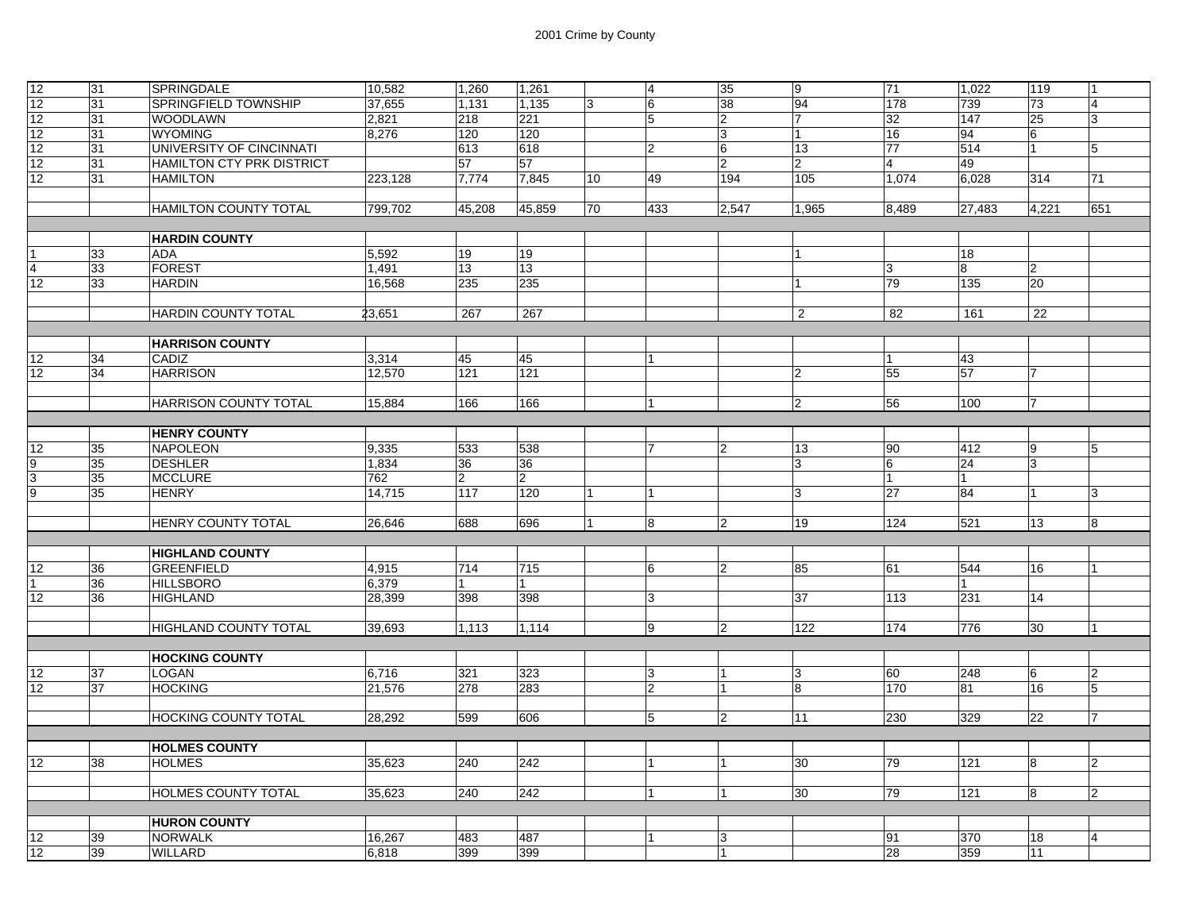| | | | | | | | | | | | | | |
|---|---|---|---|---|---|---|---|---|---|---|---|---|---|
| 12 | 31 | SPRINGDALE | 10,582 | 1,260 | 1,261 | | 4 | 35 | 9 | 71 | 1,022 | 119 | 1 |
| 12 | 31 | SPRINGFIELD TOWNSHIP | 37,655 | 1,131 | 1,135 | 3 | 6 | 38 | 94 | 178 | 739 | 73 | 4 |
| 12 | 31 | WOODLAWN | 2,821 | 218 | 221 | | 5 | 2 | 7 | 32 | 147 | 25 | 3 |
| 12 | 31 | WYOMING | 8,276 | 120 | 120 | | | 3 | 1 | 16 | 94 | 6 | |
| 12 | 31 | UNIVERSITY OF CINCINNATI | | 613 | 618 | | 2 | 6 | 13 | 77 | 514 | 1 | 5 |
| 12 | 31 | HAMILTON CTY PRK DISTRICT | | 57 | 57 | | | 2 | 2 | 4 | 49 | | |
| 12 | 31 | HAMILTON | 223,128 | 7,774 | 7,845 | 10 | 49 | 194 | 105 | 1,074 | 6,028 | 314 | 71 |
| | | HAMILTON COUNTY TOTAL | 799,702 | 45,208 | 45,859 | 70 | 433 | 2,547 | 1,965 | 8,489 | 27,483 | 4,221 | 651 |
| | | **HARDIN COUNTY** | | | | | | | | | | | |
| 1 | 33 | ADA | 5,592 | 19 | 19 | | | | 1 | | 18 | | |
| 4 | 33 | FOREST | 1,491 | 13 | 13 | | | | | 3 | 8 | 2 | |
| 12 | 33 | HARDIN | 16,568 | 235 | 235 | | | | 1 | 79 | 135 | 20 | |
| | | HARDIN COUNTY TOTAL | 23,651 | 267 | 267 | | | | 2 | 82 | 161 | 22 | |
| | | **HARRISON COUNTY** | | | | | | | | | | | |
| 12 | 34 | CADIZ | 3,314 | 45 | 45 | | 1 | | | 1 | 43 | | |
| 12 | 34 | HARRISON | 12,570 | 121 | 121 | | | | 2 | 55 | 57 | 7 | |
| | | HARRISON COUNTY TOTAL | 15,884 | 166 | 166 | | 1 | | 2 | 56 | 100 | 7 | |
| | | **HENRY COUNTY** | | | | | | | | | | | |
| 12 | 35 | NAPOLEON | 9,335 | 533 | 538 | | 7 | 2 | 13 | 90 | 412 | 9 | 5 |
| 9 | 35 | DESHLER | 1,834 | 36 | 36 | | | | 3 | 6 | 24 | 3 | |
| 3 | 35 | MCCLURE | 762 | 2 | 2 | | | | | 1 | 1 | | |
| 9 | 35 | HENRY | 14,715 | 117 | 120 | 1 | 1 | | 3 | 27 | 84 | 1 | 3 |
| | | HENRY COUNTY TOTAL | 26,646 | 688 | 696 | 1 | 8 | 2 | 19 | 124 | 521 | 13 | 8 |
| | | **HIGHLAND COUNTY** | | | | | | | | | | | |
| 12 | 36 | GREENFIELD | 4,915 | 714 | 715 | | 6 | 2 | 85 | 61 | 544 | 16 | 1 |
| 1 | 36 | HILLSBORO | 6,379 | 1 | 1 | | | | | | 1 | | |
| 12 | 36 | HIGHLAND | 28,399 | 398 | 398 | | 3 | | 37 | 113 | 231 | 14 | |
| | | HIGHLAND COUNTY TOTAL | 39,693 | 1,113 | 1,114 | | 9 | 2 | 122 | 174 | 776 | 30 | 1 |
| | | **HOCKING COUNTY** | | | | | | | | | | | |
| 12 | 37 | LOGAN | 6,716 | 321 | 323 | | 3 | 1 | 3 | 60 | 248 | 6 | 2 |
| 12 | 37 | HOCKING | 21,576 | 278 | 283 | | 2 | 1 | 8 | 170 | 81 | 16 | 5 |
| | | HOCKING COUNTY TOTAL | 28,292 | 599 | 606 | | 5 | 2 | 11 | 230 | 329 | 22 | 7 |
| | | **HOLMES COUNTY** | | | | | | | | | | | |
| 12 | 38 | HOLMES | 35,623 | 240 | 242 | | 1 | 1 | 30 | 79 | 121 | 8 | 2 |
| | | HOLMES COUNTY TOTAL | 35,623 | 240 | 242 | | 1 | 1 | 30 | 79 | 121 | 8 | 2 |
| | | **HURON COUNTY** | | | | | | | | | | | |
| 12 | 39 | NORWALK | 16,267 | 483 | 487 | | 1 | 3 | | 91 | 370 | 18 | 4 |
| 12 | 39 | WILLARD | 6,818 | 399 | 399 | | | 1 | | 28 | 359 | 11 | |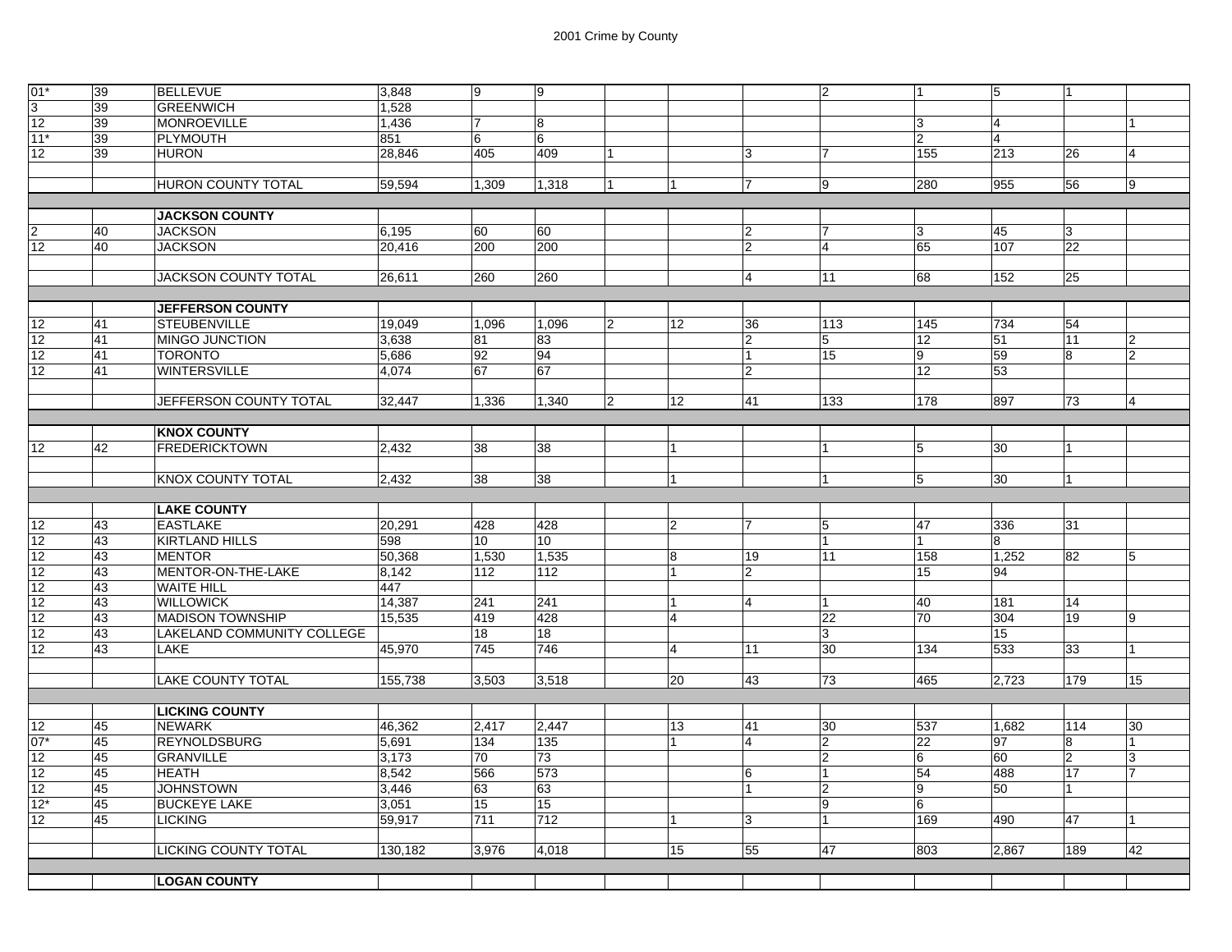# 2001 Crime by County

| | | | | | | | | | | | | | |
|---|---|---|---|---|---|---|---|---|---|---|---|---|---|
| 01* | 39 | BELLEVUE | 3,848 | 9 | 9 | | | | 2 | 1 | 5 | 1 | |
| 3 | 39 | GREENWICH | 1,528 | | | | | | | | | | |
| 12 | 39 | MONROEVILLE | 1,436 | 7 | 8 | | | | | 3 | 4 | | 1 |
| 11* | 39 | PLYMOUTH | 851 | 6 | 6 | | | | | 2 | 4 | | |
| 12 | 39 | HURON | 28,846 | 405 | 409 | 1 | | 3 | 7 | 155 | 213 | 26 | 4 |
| | | | | | | | | | | | | | |
| | | HURON COUNTY TOTAL | 59,594 | 1,309 | 1,318 | 1 | 1 | 7 | 9 | 280 | 955 | 56 | 9 |
| | | | | | | | | | | | | | |
| | | **JACKSON COUNTY** | | | | | | | | | | | |
| 2 | 40 | JACKSON | 6,195 | 60 | 60 | | | 2 | 7 | 3 | 45 | 3 | |
| 12 | 40 | JACKSON | 20,416 | 200 | 200 | | | 2 | 4 | 65 | 107 | 22 | |
| | | | | | | | | | | | | | |
| | | JACKSON COUNTY TOTAL | 26,611 | 260 | 260 | | | 4 | 11 | 68 | 152 | 25 | |
| | | | | | | | | | | | | | |
| | | **JEFFERSON COUNTY** | | | | | | | | | | | |
| 12 | 41 | STEUBENVILLE | 19,049 | 1,096 | 1,096 | 2 | 12 | 36 | 113 | 145 | 734 | 54 | |
| 12 | 41 | MINGO JUNCTION | 3,638 | 81 | 83 | | | 2 | 5 | 12 | 51 | 11 | 2 |
| 12 | 41 | TORONTO | 5,686 | 92 | 94 | | | 1 | 15 | 9 | 59 | 8 | 2 |
| 12 | 41 | WINTERSVILLE | 4,074 | 67 | 67 | | | 2 | | 12 | 53 | | |
| | | | | | | | | | | | | | |
| | | JEFFERSON COUNTY TOTAL | 32,447 | 1,336 | 1,340 | 2 | 12 | 41 | 133 | 178 | 897 | 73 | 4 |
| | | | | | | | | | | | | | |
| | | **KNOX COUNTY** | | | | | | | | | | | |
| 12 | 42 | FREDERICKTOWN | 2,432 | 38 | 38 | | 1 | | 1 | 5 | 30 | 1 | |
| | | | | | | | | | | | | | |
| | | KNOX COUNTY TOTAL | 2,432 | 38 | 38 | | 1 | | 1 | 5 | 30 | 1 | |
| | | | | | | | | | | | | | |
| | | **LAKE COUNTY** | | | | | | | | | | | |
| 12 | 43 | EASTLAKE | 20,291 | 428 | 428 | | 2 | 7 | 5 | 47 | 336 | 31 | |
| 12 | 43 | KIRTLAND HILLS | 598 | 10 | 10 | | | | 1 | 1 | 8 | | |
| 12 | 43 | MENTOR | 50,368 | 1,530 | 1,535 | | 8 | 19 | 11 | 158 | 1,252 | 82 | 5 |
| 12 | 43 | MENTOR-ON-THE-LAKE | 8,142 | 112 | 112 | | 1 | 2 | | 15 | 94 | | |
| 12 | 43 | WAITE HILL | 447 | | | | | | | | | | |
| 12 | 43 | WILLOWICK | 14,387 | 241 | 241 | | 1 | 4 | 1 | 40 | 181 | 14 | |
| 12 | 43 | MADISON TOWNSHIP | 15,535 | 419 | 428 | | 4 | | 22 | 70 | 304 | 19 | 9 |
| 12 | 43 | LAKELAND COMMUNITY COLLEGE | | 18 | 18 | | | | 3 | | 15 | | |
| 12 | 43 | LAKE | 45,970 | 745 | 746 | | 4 | 11 | 30 | 134 | 533 | 33 | 1 |
| | | | | | | | | | | | | | |
| | | LAKE COUNTY TOTAL | 155,738 | 3,503 | 3,518 | | 20 | 43 | 73 | 465 | 2,723 | 179 | 15 |
| | | | | | | | | | | | | | |
| | | **LICKING COUNTY** | | | | | | | | | | | |
| 12 | 45 | NEWARK | 46,362 | 2,417 | 2,447 | | 13 | 41 | 30 | 537 | 1,682 | 114 | 30 |
| 07* | 45 | REYNOLDSBURG | 5,691 | 134 | 135 | | 1 | 4 | 2 | 22 | 97 | 8 | 1 |
| 12 | 45 | GRANVILLE | 3,173 | 70 | 73 | | | | 2 | 6 | 60 | 2 | 3 |
| 12 | 45 | HEATH | 8,542 | 566 | 573 | | | 6 | 1 | 54 | 488 | 17 | 7 |
| 12 | 45 | JOHNSTOWN | 3,446 | 63 | 63 | | | 1 | 2 | 9 | 50 | 1 | |
| 12* | 45 | BUCKEYE LAKE | 3,051 | 15 | 15 | | | | 9 | 6 | | | |
| 12 | 45 | LICKING | 59,917 | 711 | 712 | | 1 | 3 | 1 | 169 | 490 | 47 | 1 |
| | | | | | | | | | | | | | |
| | | LICKING COUNTY TOTAL | 130,182 | 3,976 | 4,018 | | 15 | 55 | 47 | 803 | 2,867 | 189 | 42 |
| | | | | | | | | | | | | | |
| | | **LOGAN COUNTY** | | | | | | | | | | | |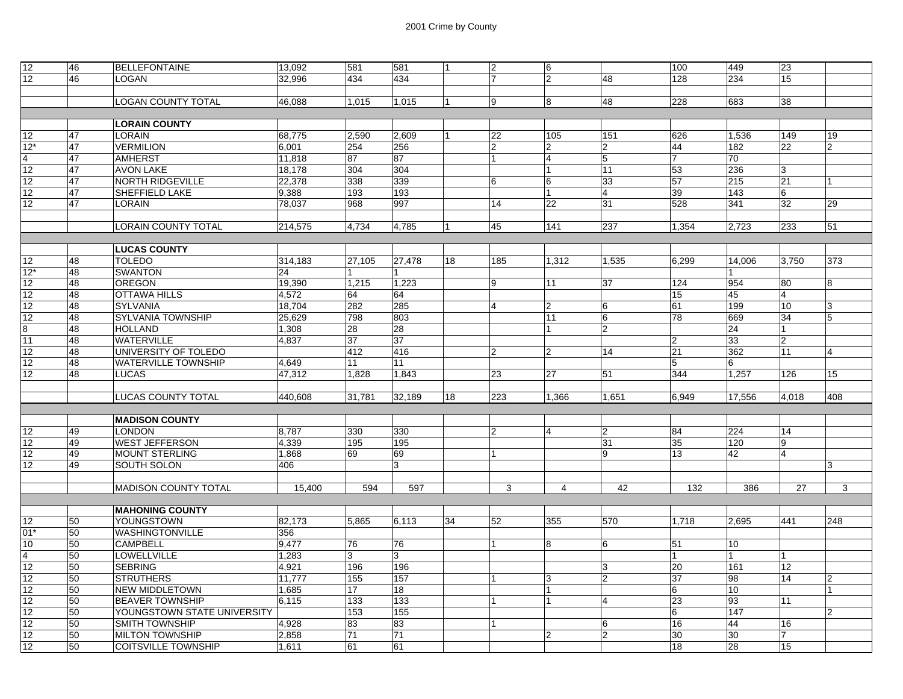2001 Crime by County

| | | | | | | | | | | | | |
|---|---|---|---|---|---|---|---|---|---|---|---|---|
| 12 | 46 | BELLEFONTAINE | 13,092 | 581 | 581 | 1 | 2 | 6 | | 100 | 449 | 23 | |
| 12 | 46 | LOGAN | 32,996 | 434 | 434 | | 7 | 2 | 48 | 128 | 234 | 15 | |
| | | | | | | | | | | | | | |
| | | LOGAN COUNTY TOTAL | 46,088 | 1,015 | 1,015 | 1 | 9 | 8 | 48 | 228 | 683 | 38 | |
| | | | | | | | | | | | | | |
| | | **LORAIN COUNTY** | | | | | | | | | | | |
| 12 | 47 | LORAIN | 68,775 | 2,590 | 2,609 | 1 | 22 | 105 | 151 | 626 | 1,536 | 149 | 19 |
| 12* | 47 | VERMILION | 6,001 | 254 | 256 | | 2 | 2 | 2 | 44 | 182 | 22 | 2 |
| 4 | 47 | AMHERST | 11,818 | 87 | 87 | | 1 | 4 | 5 | 7 | 70 | | |
| 12 | 47 | AVON LAKE | 18,178 | 304 | 304 | | | 1 | 11 | 53 | 236 | 3 | |
| 12 | 47 | NORTH RIDGEVILLE | 22,378 | 338 | 339 | | 6 | 6 | 33 | 57 | 215 | 21 | 1 |
| 12 | 47 | SHEFFIELD LAKE | 9,388 | 193 | 193 | | | 1 | 4 | 39 | 143 | 6 | |
| 12 | 47 | LORAIN | 78,037 | 968 | 997 | | 14 | 22 | 31 | 528 | 341 | 32 | 29 |
| | | | | | | | | | | | | | |
| | | LORAIN COUNTY TOTAL | 214,575 | 4,734 | 4,785 | 1 | 45 | 141 | 237 | 1,354 | 2,723 | 233 | 51 |
| | | | | | | | | | | | | | |
| | | **LUCAS COUNTY** | | | | | | | | | | | |
| 12 | 48 | TOLEDO | 314,183 | 27,105 | 27,478 | 18 | 185 | 1,312 | 1,535 | 6,299 | 14,006 | 3,750 | 373 |
| 12* | 48 | SWANTON | 24 | 1 | 1 | | | | | | 1 | | |
| 12 | 48 | OREGON | 19,390 | 1,215 | 1,223 | | 9 | 11 | 37 | 124 | 954 | 80 | 8 |
| 12 | 48 | OTTAWA HILLS | 4,572 | 64 | 64 | | | | | 15 | 45 | 4 | |
| 12 | 48 | SYLVANIA | 18,704 | 282 | 285 | | 4 | 2 | 6 | 61 | 199 | 10 | 3 |
| 12 | 48 | SYLVANIA TOWNSHIP | 25,629 | 798 | 803 | | | 11 | 6 | 78 | 669 | 34 | 5 |
| 8 | 48 | HOLLAND | 1,308 | 28 | 28 | | | 1 | 2 | | 24 | 1 | |
| 11 | 48 | WATERVILLE | 4,837 | 37 | 37 | | | | | 2 | 33 | 2 | |
| 12 | 48 | UNIVERSITY OF TOLEDO | | 412 | 416 | | 2 | 2 | 14 | 21 | 362 | 11 | 4 |
| 12 | 48 | WATERVILLE TOWNSHIP | 4,649 | 11 | 11 | | | | | 5 | 6 | | |
| 12 | 48 | LUCAS | 47,312 | 1,828 | 1,843 | | 23 | 27 | 51 | 344 | 1,257 | 126 | 15 |
| | | | | | | | | | | | | | |
| | | LUCAS COUNTY TOTAL | 440,608 | 31,781 | 32,189 | 18 | 223 | 1,366 | 1,651 | 6,949 | 17,556 | 4,018 | 408 |
| | | | | | | | | | | | | | |
| | | **MADISON COUNTY** | | | | | | | | | | | |
| 12 | 49 | LONDON | 8,787 | 330 | 330 | | 2 | 4 | 2 | 84 | 224 | 14 | |
| 12 | 49 | WEST JEFFERSON | 4,339 | 195 | 195 | | | | 31 | 35 | 120 | 9 | |
| 12 | 49 | MOUNT STERLING | 1,868 | 69 | 69 | | 1 | | 9 | 13 | 42 | 4 | |
| 12 | 49 | SOUTH SOLON | 406 | | 3 | | | | | | | | 3 |
| | | | | | | | | | | | | | |
| | | MADISON COUNTY TOTAL | 15,400 | 594 | 597 | | 3 | 4 | 42 | 132 | 386 | 27 | 3 |
| | | | | | | | | | | | | | |
| | | **MAHONING COUNTY** | | | | | | | | | | | |
| 12 | 50 | YOUNGSTOWN | 82,173 | 5,865 | 6,113 | 34 | 52 | 355 | 570 | 1,718 | 2,695 | 441 | 248 |
| 01* | 50 | WASHINGTONVILLE | 356 | | | | | | | | | | |
| 10 | 50 | CAMPBELL | 9,477 | 76 | 76 | | 1 | 8 | 6 | 51 | 10 | | |
| 4 | 50 | LOWELLVILLE | 1,283 | 3 | 3 | | | | | 1 | 1 | 1 | |
| 12 | 50 | SEBRING | 4,921 | 196 | 196 | | | | 3 | 20 | 161 | 12 | |
| 12 | 50 | STRUTHERS | 11,777 | 155 | 157 | | 1 | 3 | 2 | 37 | 98 | 14 | 2 |
| 12 | 50 | NEW MIDDLETOWN | 1,685 | 17 | 18 | | | 1 | | 6 | 10 | | 1 |
| 12 | 50 | BEAVER TOWNSHIP | 6,115 | 133 | 133 | | 1 | 1 | 4 | 23 | 93 | 11 | |
| 12 | 50 | YOUNGSTOWN STATE UNIVERSITY | | 153 | 155 | | | | | 6 | 147 | | 2 |
| 12 | 50 | SMITH TOWNSHIP | 4,928 | 83 | 83 | | 1 | | 6 | 16 | 44 | 16 | |
| 12 | 50 | MILTON TOWNSHIP | 2,858 | 71 | 71 | | | 2 | 2 | 30 | 30 | 7 | |
| 12 | 50 | COITSVILLE TOWNSHIP | 1,611 | 61 | 61 | | | | | 18 | 28 | 15 | |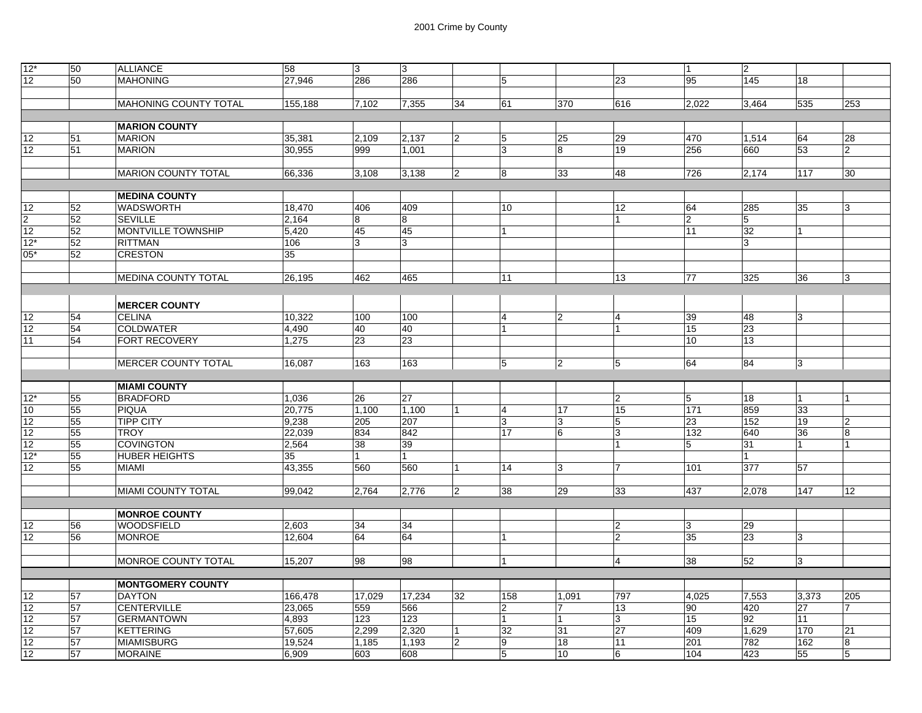# 2001 Crime by County

| | | | | | | | | | | | | | |
|---|---|---|---|---|---|---|---|---|---|---|---|---|---|
| 12* | 50 | ALLIANCE | 58 | 3 | 3 | | | | | 1 | 2 | | |
| 12 | 50 | MAHONING | 27,946 | 286 | 286 | | 5 | | 23 | 95 | 145 | 18 | |
| | | | | | | | | | | | | | |
| | | MAHONING COUNTY TOTAL | 155,188 | 7,102 | 7,355 | 34 | 61 | 370 | 616 | 2,022 | 3,464 | 535 | 253 |
| | | | | | | | | | | | | | |
| | | **MARION COUNTY** | | | | | | | | | | | |
| 12 | 51 | MARION | 35,381 | 2,109 | 2,137 | 2 | 5 | 25 | 29 | 470 | 1,514 | 64 | 28 |
| 12 | 51 | MARION | 30,955 | 999 | 1,001 | | 3 | 8 | 19 | 256 | 660 | 53 | 2 |
| | | | | | | | | | | | | | |
| | | MARION COUNTY TOTAL | 66,336 | 3,108 | 3,138 | 2 | 8 | 33 | 48 | 726 | 2,174 | 117 | 30 |
| | | | | | | | | | | | | | |
| | | **MEDINA COUNTY** | | | | | | | | | | | |
| 12 | 52 | WADSWORTH | 18,470 | 406 | 409 | | 10 | | 12 | 64 | 285 | 35 | 3 |
| 2 | 52 | SEVILLE | 2,164 | 8 | 8 | | | | 1 | 2 | 5 | | |
| 12 | 52 | MONTVILLE TOWNSHIP | 5,420 | 45 | 45 | | 1 | | | 11 | 32 | 1 | |
| 12* | 52 | RITTMAN | 106 | 3 | 3 | | | | | | 3 | | |
| 05* | 52 | CRESTON | 35 | | | | | | | | | | |
| | | | | | | | | | | | | | |
| | | MEDINA COUNTY TOTAL | 26,195 | 462 | 465 | | 11 | | 13 | 77 | 325 | 36 | 3 |
| | | | | | | | | | | | | | |
| | | **MERCER COUNTY** | | | | | | | | | | | |
| 12 | 54 | CELINA | 10,322 | 100 | 100 | | 4 | 2 | 4 | 39 | 48 | 3 | |
| 12 | 54 | COLDWATER | 4,490 | 40 | 40 | | 1 | | 1 | 15 | 23 | | |
| 11 | 54 | FORT RECOVERY | 1,275 | 23 | 23 | | | | | 10 | 13 | | |
| | | | | | | | | | | | | | |
| | | MERCER COUNTY TOTAL | 16,087 | 163 | 163 | | 5 | 2 | 5 | 64 | 84 | 3 | |
| | | | | | | | | | | | | | |
| | | **MIAMI COUNTY** | | | | | | | | | | | |
| 12* | 55 | BRADFORD | 1,036 | 26 | 27 | | | | 2 | 5 | 18 | 1 | 1 |
| 10 | 55 | PIQUA | 20,775 | 1,100 | 1,100 | 1 | 4 | 17 | 15 | 171 | 859 | 33 | |
| 12 | 55 | TIPP CITY | 9,238 | 205 | 207 | | 3 | 3 | 5 | 23 | 152 | 19 | 2 |
| 12 | 55 | TROY | 22,039 | 834 | 842 | | 17 | 6 | 3 | 132 | 640 | 36 | 8 |
| 12 | 55 | COVINGTON | 2,564 | 38 | 39 | | | | 1 | 5 | 31 | 1 | 1 |
| 12* | 55 | HUBER HEIGHTS | 35 | 1 | 1 | | | | | | 1 | | |
| 12 | 55 | MIAMI | 43,355 | 560 | 560 | 1 | 14 | 3 | 7 | 101 | 377 | 57 | |
| | | | | | | | | | | | | | |
| | | MIAMI COUNTY TOTAL | 99,042 | 2,764 | 2,776 | 2 | 38 | 29 | 33 | 437 | 2,078 | 147 | 12 |
| | | | | | | | | | | | | | |
| | | **MONROE COUNTY** | | | | | | | | | | | |
| 12 | 56 | WOODSFIELD | 2,603 | 34 | 34 | | | | 2 | 3 | 29 | | |
| 12 | 56 | MONROE | 12,604 | 64 | 64 | | 1 | | 2 | 35 | 23 | 3 | |
| | | | | | | | | | | | | | |
| | | MONROE COUNTY TOTAL | 15,207 | 98 | 98 | | 1 | | 4 | 38 | 52 | 3 | |
| | | | | | | | | | | | | | |
| | | **MONTGOMERY COUNTY** | | | | | | | | | | | |
| 12 | 57 | DAYTON | 166,478 | 17,029 | 17,234 | 32 | 158 | 1,091 | 797 | 4,025 | 7,553 | 3,373 | 205 |
| 12 | 57 | CENTERVILLE | 23,065 | 559 | 566 | | 2 | 7 | 13 | 90 | 420 | 27 | 7 |
| 12 | 57 | GERMANTOWN | 4,893 | 123 | 123 | | 1 | 1 | 3 | 15 | 92 | 11 | |
| 12 | 57 | KETTERING | 57,605 | 2,299 | 2,320 | 1 | 32 | 31 | 27 | 409 | 1,629 | 170 | 21 |
| 12 | 57 | MIAMISBURG | 19,524 | 1,185 | 1,193 | 2 | 9 | 18 | 11 | 201 | 782 | 162 | 8 |
| 12 | 57 | MORAINE | 6,909 | 603 | 608 | | 5 | 10 | 6 | 104 | 423 | 55 | 5 |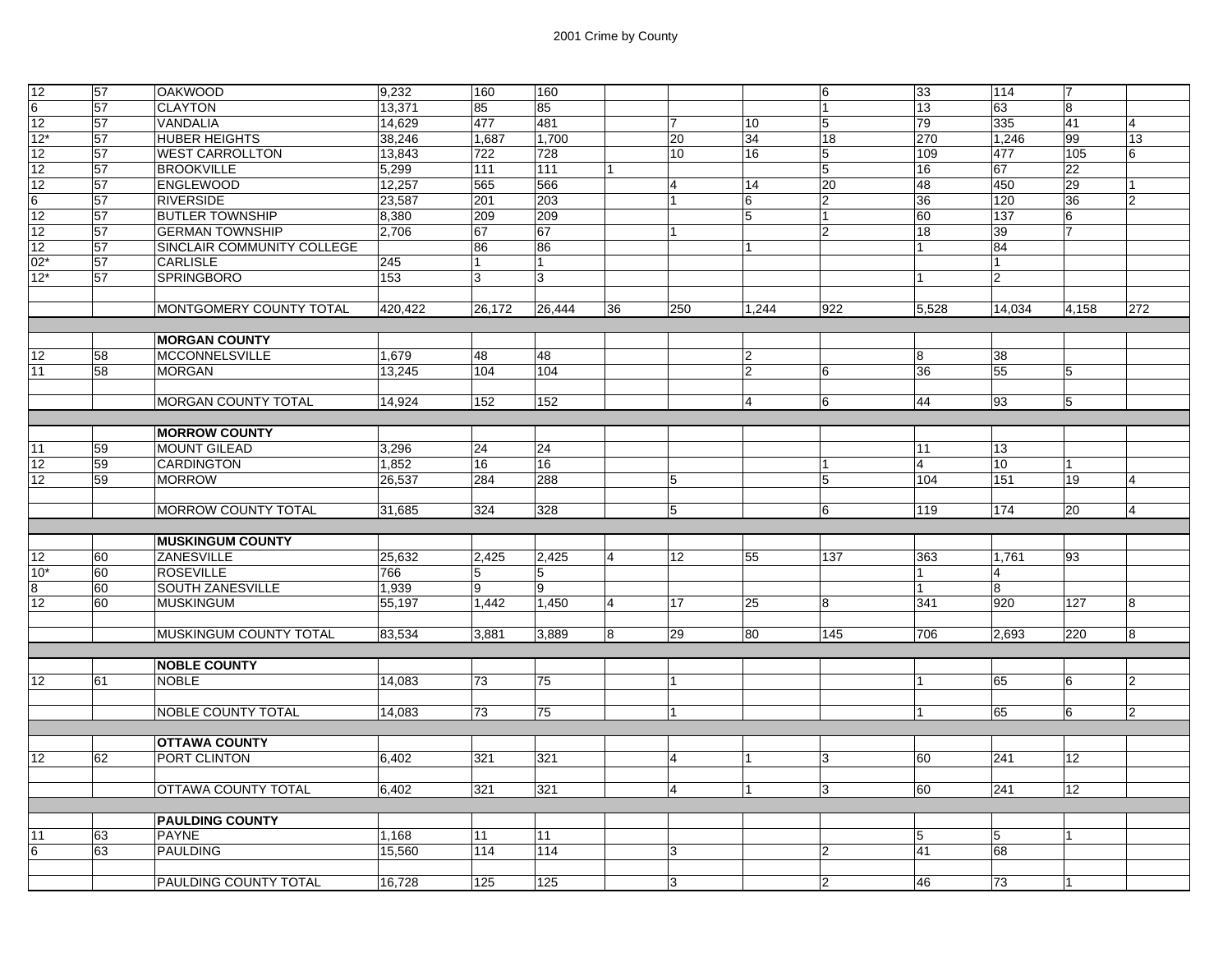| | | | | | | | | | | | | | |
|---|---|---|---|---|---|---|---|---|---|---|---|---|---|
| 12 | 57 | OAKWOOD | 9,232 | 160 | 160 | | | | 6 | 33 | 114 | 7 | |
| 6 | 57 | CLAYTON | 13,371 | 85 | 85 | | | | 1 | 13 | 63 | 8 | |
| 12 | 57 | VANDALIA | 14,629 | 477 | 481 | | 7 | 10 | 5 | 79 | 335 | 41 | 4 |
| 12* | 57 | HUBER HEIGHTS | 38,246 | 1,687 | 1,700 | | 20 | 34 | 18 | 270 | 1,246 | 99 | 13 |
| 12 | 57 | WEST CARROLLTON | 13,843 | 722 | 728 | | 10 | 16 | 5 | 109 | 477 | 105 | 6 |
| 12 | 57 | BROOKVILLE | 5,299 | 111 | 111 | 1 | | | 5 | 16 | 67 | 22 | |
| 12 | 57 | ENGLEWOOD | 12,257 | 565 | 566 | | 4 | 14 | 20 | 48 | 450 | 29 | 1 |
| 6 | 57 | RIVERSIDE | 23,587 | 201 | 203 | | 1 | 6 | 2 | 36 | 120 | 36 | 2 |
| 12 | 57 | BUTLER TOWNSHIP | 8,380 | 209 | 209 | | | 5 | 1 | 60 | 137 | 6 | |
| 12 | 57 | GERMAN TOWNSHIP | 2,706 | 67 | 67 | | 1 | | 2 | 18 | 39 | 7 | |
| 12 | 57 | SINCLAIR COMMUNITY COLLEGE | | 86 | 86 | | | 1 | | 1 | 84 | | |
| 02* | 57 | CARLISLE | 245 | 1 | 1 | | | | | | 1 | | |
| 12* | 57 | SPRINGBORO | 153 | 3 | 3 | | | | | 1 | 2 | | |
| | | MONTGOMERY COUNTY TOTAL | 420,422 | 26,172 | 26,444 | 36 | 250 | 1,244 | 922 | 5,528 | 14,034 | 4,158 | 272 |
| | | **MORGAN COUNTY** | | | | | | | | | | | |
| 12 | 58 | MCCONNELSVILLE | 1,679 | 48 | 48 | | | 2 | | 8 | 38 | | |
| 11 | 58 | MORGAN | 13,245 | 104 | 104 | | | 2 | 6 | 36 | 55 | 5 | |
| | | MORGAN COUNTY TOTAL | 14,924 | 152 | 152 | | | 4 | 6 | 44 | 93 | 5 | |
| | | **MORROW COUNTY** | | | | | | | | | | | |
| 11 | 59 | MOUNT GILEAD | 3,296 | 24 | 24 | | | | | 11 | 13 | | |
| 12 | 59 | CARDINGTON | 1,852 | 16 | 16 | | | | 1 | 4 | 10 | 1 | |
| 12 | 59 | MORROW | 26,537 | 284 | 288 | | 5 | | 5 | 104 | 151 | 19 | 4 |
| | | MORROW COUNTY TOTAL | 31,685 | 324 | 328 | | 5 | | 6 | 119 | 174 | 20 | 4 |
| | | **MUSKINGUM COUNTY** | | | | | | | | | | | |
| 12 | 60 | ZANESVILLE | 25,632 | 2,425 | 2,425 | 4 | 12 | 55 | 137 | 363 | 1,761 | 93 | |
| 10* | 60 | ROSEVILLE | 766 | 5 | 5 | | | | | 1 | 4 | | |
| 8 | 60 | SOUTH ZANESVILLE | 1,939 | 9 | 9 | | | | | 1 | 8 | | |
| 12 | 60 | MUSKINGUM | 55,197 | 1,442 | 1,450 | 4 | 17 | 25 | 8 | 341 | 920 | 127 | 8 |
| | | MUSKINGUM COUNTY TOTAL | 83,534 | 3,881 | 3,889 | 8 | 29 | 80 | 145 | 706 | 2,693 | 220 | 8 |
| | | **NOBLE COUNTY** | | | | | | | | | | | |
| 12 | 61 | NOBLE | 14,083 | 73 | 75 | | 1 | | | 1 | 65 | 6 | 2 |
| | | NOBLE COUNTY TOTAL | 14,083 | 73 | 75 | | 1 | | | 1 | 65 | 6 | 2 |
| | | **OTTAWA COUNTY** | | | | | | | | | | | |
| 12 | 62 | PORT CLINTON | 6,402 | 321 | 321 | | 4 | 1 | 3 | 60 | 241 | 12 | |
| | | OTTAWA COUNTY TOTAL | 6,402 | 321 | 321 | | 4 | 1 | 3 | 60 | 241 | 12 | |
| | | **PAULDING COUNTY** | | | | | | | | | | | |
| 11 | 63 | PAYNE | 1,168 | 11 | 11 | | | | | 5 | 5 | 1 | |
| 6 | 63 | PAULDING | 15,560 | 114 | 114 | | 3 | | 2 | 41 | 68 | | |
| | | PAULDING COUNTY TOTAL | 16,728 | 125 | 125 | | 3 | | 2 | 46 | 73 | 1 | |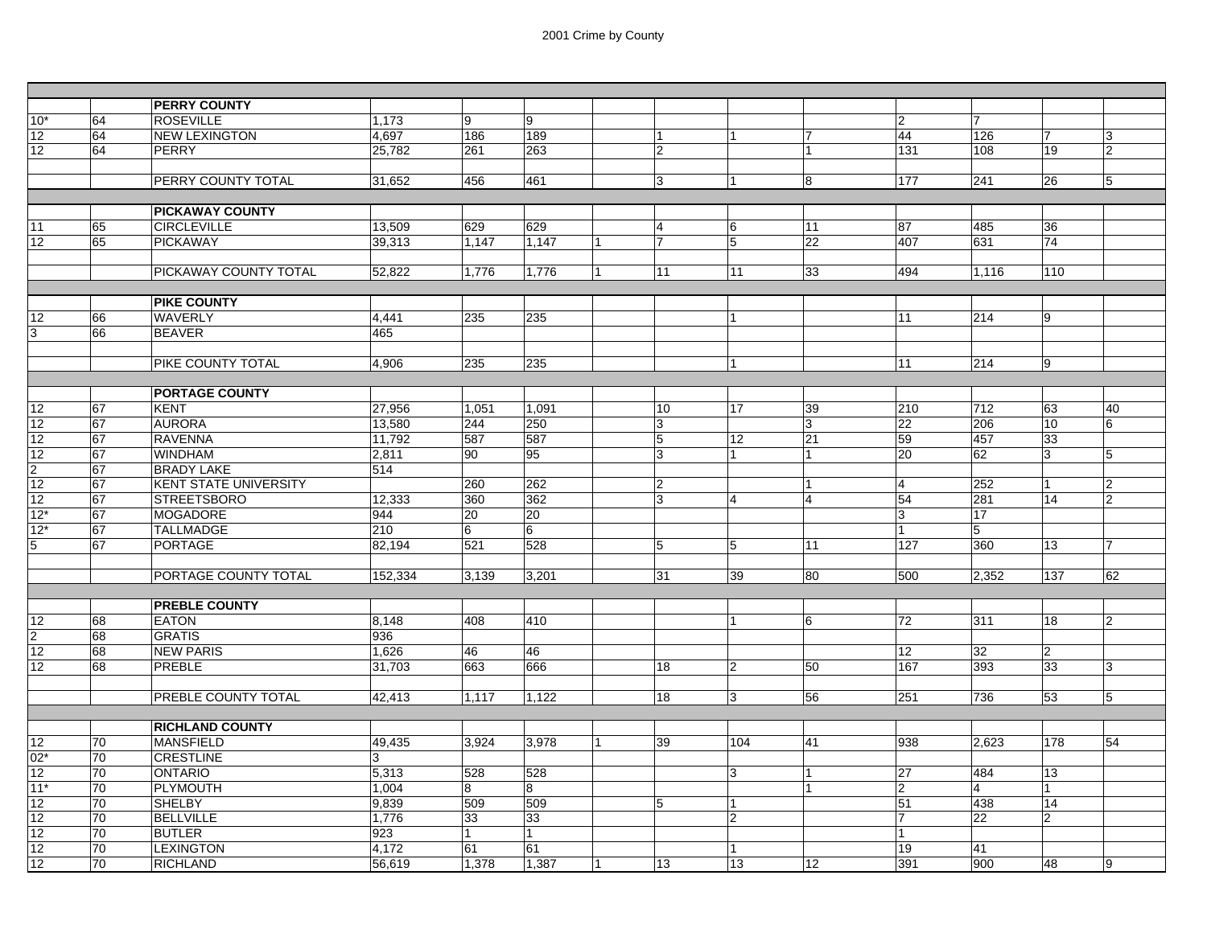| | | | | | | | | | | | | | |
|---|---|---|---|---|---|---|---|---|---|---|---|---|---|
| | | **PERRY COUNTY** | | | | | | | | | | | |
| 10* | 64 | ROSEVILLE | 1,173 | 9 | 9 | | | | | 2 | 7 | | |
| 12 | 64 | NEW LEXINGTON | 4,697 | 186 | 189 | | 1 | 1 | 7 | 44 | 126 | 7 | 3 |
| 12 | 64 | PERRY | 25,782 | 261 | 263 | | 2 | | 1 | 131 | 108 | 19 | 2 |
| | | | | | | | | | | | | | |
| | | PERRY COUNTY TOTAL | 31,652 | 456 | 461 | | 3 | 1 | 8 | 177 | 241 | 26 | 5 |
| | | | | | | | | | | | | | |
| | | **PICKAWAY COUNTY** | | | | | | | | | | | |
| 11 | 65 | CIRCLEVILLE | 13,509 | 629 | 629 | | 4 | 6 | 11 | 87 | 485 | 36 | |
| 12 | 65 | PICKAWAY | 39,313 | 1,147 | 1,147 | 1 | 7 | 5 | 22 | 407 | 631 | 74 | |
| | | | | | | | | | | | | | |
| | | PICKAWAY COUNTY TOTAL | 52,822 | 1,776 | 1,776 | 1 | 11 | 11 | 33 | 494 | 1,116 | 110 | |
| | | | | | | | | | | | | | |
| | | **PIKE COUNTY** | | | | | | | | | | | |
| 12 | 66 | WAVERLY | 4,441 | 235 | 235 | | | 1 | | 11 | 214 | 9 | |
| 3 | 66 | BEAVER | 465 | | | | | | | | | | |
| | | | | | | | | | | | | | |
| | | PIKE COUNTY TOTAL | 4,906 | 235 | 235 | | | 1 | | 11 | 214 | 9 | |
| | | | | | | | | | | | | | |
| | | **PORTAGE COUNTY** | | | | | | | | | | | |
| 12 | 67 | KENT | 27,956 | 1,051 | 1,091 | | 10 | 17 | 39 | 210 | 712 | 63 | 40 |
| 12 | 67 | AURORA | 13,580 | 244 | 250 | | 3 | | 3 | 22 | 206 | 10 | 6 |
| 12 | 67 | RAVENNA | 11,792 | 587 | 587 | | 5 | 12 | 21 | 59 | 457 | 33 | |
| 12 | 67 | WINDHAM | 2,811 | 90 | 95 | | 3 | 1 | 1 | 20 | 62 | 3 | 5 |
| 2 | 67 | BRADY LAKE | 514 | | | | | | | | | | |
| 12 | 67 | KENT STATE UNIVERSITY | | 260 | 262 | | 2 | | 1 | 4 | 252 | 1 | 2 |
| 12 | 67 | STREETSBORO | 12,333 | 360 | 362 | | 3 | 4 | 4 | 54 | 281 | 14 | 2 |
| 12* | 67 | MOGADORE | 944 | 20 | 20 | | | | | 3 | 17 | | |
| 12* | 67 | TALLMADGE | 210 | 6 | 6 | | | | | 1 | 5 | | |
| 5 | 67 | PORTAGE | 82,194 | 521 | 528 | | 5 | 5 | 11 | 127 | 360 | 13 | 7 |
| | | | | | | | | | | | | | |
| | | PORTAGE COUNTY TOTAL | 152,334 | 3,139 | 3,201 | | 31 | 39 | 80 | 500 | 2,352 | 137 | 62 |
| | | | | | | | | | | | | | |
| | | **PREBLE COUNTY** | | | | | | | | | | | |
| 12 | 68 | EATON | 8,148 | 408 | 410 | | | 1 | 6 | 72 | 311 | 18 | 2 |
| 2 | 68 | GRATIS | 936 | | | | | | | | | | |
| 12 | 68 | NEW PARIS | 1,626 | 46 | 46 | | | | | 12 | 32 | 2 | |
| 12 | 68 | PREBLE | 31,703 | 663 | 666 | | 18 | 2 | 50 | 167 | 393 | 33 | 3 |
| | | | | | | | | | | | | | |
| | | PREBLE COUNTY TOTAL | 42,413 | 1,117 | 1,122 | | 18 | 3 | 56 | 251 | 736 | 53 | 5 |
| | | | | | | | | | | | | | |
| | | **RICHLAND COUNTY** | | | | | | | | | | | |
| 12 | 70 | MANSFIELD | 49,435 | 3,924 | 3,978 | 1 | 39 | 104 | 41 | 938 | 2,623 | 178 | 54 |
| 02* | 70 | CRESTLINE | 3 | | | | | | | | | | |
| 12 | 70 | ONTARIO | 5,313 | 528 | 528 | | | 3 | 1 | 27 | 484 | 13 | |
| 11* | 70 | PLYMOUTH | 1,004 | 8 | 8 | | | | 1 | 2 | 4 | 1 | |
| 12 | 70 | SHELBY | 9,839 | 509 | 509 | | 5 | 1 | | 51 | 438 | 14 | |
| 12 | 70 | BELLVILLE | 1,776 | 33 | 33 | | | 2 | | 7 | 22 | 2 | |
| 12 | 70 | BUTLER | 923 | 1 | 1 | | | | | 1 | | | |
| 12 | 70 | LEXINGTON | 4,172 | 61 | 61 | | | 1 | | 19 | 41 | | |
| 12 | 70 | RICHLAND | 56,619 | 1,378 | 1,387 | 1 | 13 | 13 | 12 | 391 | 900 | 48 | 9 |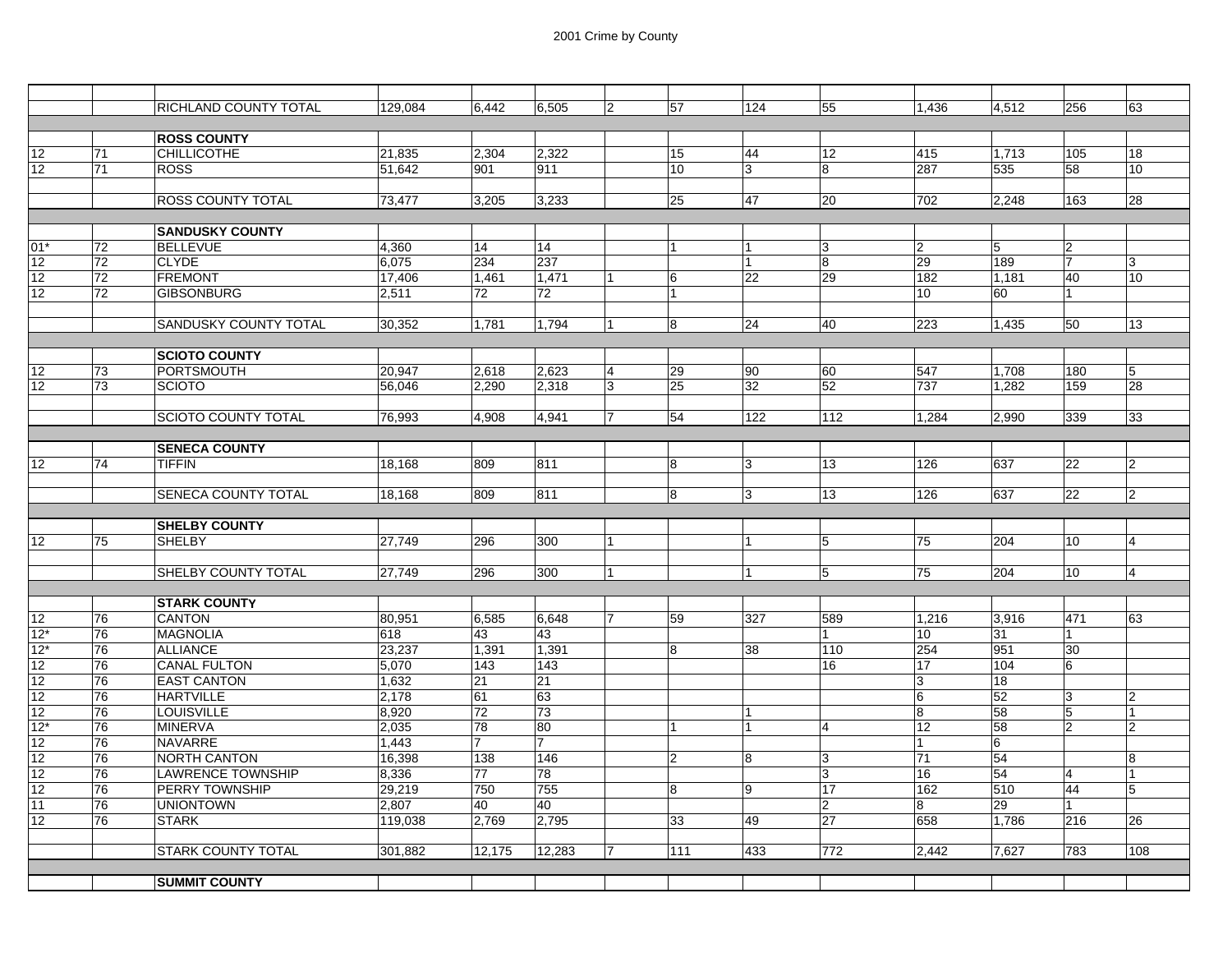|  |  |  |  |  |  |  |  |  |  |  |  |  |  |
|---|---|---|---|---|---|---|---|---|---|---|---|---|---|
|  |  | RICHLAND COUNTY TOTAL | 129,084 | 6,442 | 6,505 | 2 | 57 | 124 | 55 | 1,436 | 4,512 | 256 | 63 |
|  |  |  |  |  |  |  |  |  |  |  |  |  |  |
|  |  | **ROSS COUNTY** |  |  |  |  |  |  |  |  |  |  |  |
| 12 | 71 | CHILLICOTHE | 21,835 | 2,304 | 2,322 |  | 15 | 44 | 12 | 415 | 1,713 | 105 | 18 |
| 12 | 71 | ROSS | 51,642 | 901 | 911 |  | 10 | 3 | 8 | 287 | 535 | 58 | 10 |
|  |  |  |  |  |  |  |  |  |  |  |  |  |  |
|  |  | ROSS COUNTY TOTAL | 73,477 | 3,205 | 3,233 |  | 25 | 47 | 20 | 702 | 2,248 | 163 | 28 |
|  |  |  |  |  |  |  |  |  |  |  |  |  |  |
|  |  | **SANDUSKY COUNTY** |  |  |  |  |  |  |  |  |  |  |  |
| 01* | 72 | BELLEVUE | 4,360 | 14 | 14 |  | 1 | 1 | 3 | 2 | 5 | 2 |  |
| 12 | 72 | CLYDE | 6,075 | 234 | 237 |  |  | 1 | 8 | 29 | 189 | 7 | 3 |
| 12 | 72 | FREMONT | 17,406 | 1,461 | 1,471 | 1 | 6 | 22 | 29 | 182 | 1,181 | 40 | 10 |
| 12 | 72 | GIBSONBURG | 2,511 | 72 | 72 |  | 1 |  |  | 10 | 60 | 1 |  |
|  |  |  |  |  |  |  |  |  |  |  |  |  |  |
|  |  | SANDUSKY COUNTY TOTAL | 30,352 | 1,781 | 1,794 | 1 | 8 | 24 | 40 | 223 | 1,435 | 50 | 13 |
|  |  |  |  |  |  |  |  |  |  |  |  |  |  |
|  |  | **SCIOTO COUNTY** |  |  |  |  |  |  |  |  |  |  |  |
| 12 | 73 | PORTSMOUTH | 20,947 | 2,618 | 2,623 | 4 | 29 | 90 | 60 | 547 | 1,708 | 180 | 5 |
| 12 | 73 | SCIOTO | 56,046 | 2,290 | 2,318 | 3 | 25 | 32 | 52 | 737 | 1,282 | 159 | 28 |
|  |  |  |  |  |  |  |  |  |  |  |  |  |  |
|  |  | SCIOTO COUNTY TOTAL | 76,993 | 4,908 | 4,941 | 7 | 54 | 122 | 112 | 1,284 | 2,990 | 339 | 33 |
|  |  |  |  |  |  |  |  |  |  |  |  |  |  |
|  |  | **SENECA COUNTY** |  |  |  |  |  |  |  |  |  |  |  |
| 12 | 74 | TIFFIN | 18,168 | 809 | 811 |  | 8 | 3 | 13 | 126 | 637 | 22 | 2 |
|  |  |  |  |  |  |  |  |  |  |  |  |  |  |
|  |  | SENECA COUNTY TOTAL | 18,168 | 809 | 811 |  | 8 | 3 | 13 | 126 | 637 | 22 | 2 |
|  |  |  |  |  |  |  |  |  |  |  |  |  |  |
|  |  | **SHELBY COUNTY** |  |  |  |  |  |  |  |  |  |  |  |
| 12 | 75 | SHELBY | 27,749 | 296 | 300 | 1 |  | 1 | 5 | 75 | 204 | 10 | 4 |
|  |  |  |  |  |  |  |  |  |  |  |  |  |  |
|  |  | SHELBY COUNTY TOTAL | 27,749 | 296 | 300 | 1 |  | 1 | 5 | 75 | 204 | 10 | 4 |
|  |  |  |  |  |  |  |  |  |  |  |  |  |  |
|  |  | **STARK COUNTY** |  |  |  |  |  |  |  |  |  |  |  |
| 12 | 76 | CANTON | 80,951 | 6,585 | 6,648 | 7 | 59 | 327 | 589 | 1,216 | 3,916 | 471 | 63 |
| 12* | 76 | MAGNOLIA | 618 | 43 | 43 |  |  |  | 1 | 10 | 31 | 1 |  |
| 12* | 76 | ALLIANCE | 23,237 | 1,391 | 1,391 |  | 8 | 38 | 110 | 254 | 951 | 30 |  |
| 12 | 76 | CANAL FULTON | 5,070 | 143 | 143 |  |  |  | 16 | 17 | 104 | 6 |  |
| 12 | 76 | EAST CANTON | 1,632 | 21 | 21 |  |  |  |  | 3 | 18 |  |  |
| 12 | 76 | HARTVILLE | 2,178 | 61 | 63 |  |  |  |  | 6 | 52 | 3 | 2 |
| 12 | 76 | LOUISVILLE | 8,920 | 72 | 73 |  |  | 1 |  | 8 | 58 | 5 | 1 |
| 12* | 76 | MINERVA | 2,035 | 78 | 80 |  | 1 | 1 | 4 | 12 | 58 | 2 | 2 |
| 12 | 76 | NAVARRE | 1,443 | 7 | 7 |  |  |  |  | 1 | 6 |  |  |
| 12 | 76 | NORTH CANTON | 16,398 | 138 | 146 |  | 2 | 8 | 3 | 71 | 54 |  | 8 |
| 12 | 76 | LAWRENCE TOWNSHIP | 8,336 | 77 | 78 |  |  |  | 3 | 16 | 54 | 4 | 1 |
| 12 | 76 | PERRY TOWNSHIP | 29,219 | 750 | 755 |  | 8 | 9 | 17 | 162 | 510 | 44 | 5 |
| 11 | 76 | UNIONTOWN | 2,807 | 40 | 40 |  |  |  | 2 | 8 | 29 | 1 |  |
| 12 | 76 | STARK | 119,038 | 2,769 | 2,795 |  | 33 | 49 | 27 | 658 | 1,786 | 216 | 26 |
|  |  |  |  |  |  |  |  |  |  |  |  |  |  |
|  |  | STARK COUNTY TOTAL | 301,882 | 12,175 | 12,283 | 7 | 111 | 433 | 772 | 2,442 | 7,627 | 783 | 108 |
|  |  |  |  |  |  |  |  |  |  |  |  |  |  |
|  |  | **SUMMIT COUNTY** |  |  |  |  |  |  |  |  |  |  |  |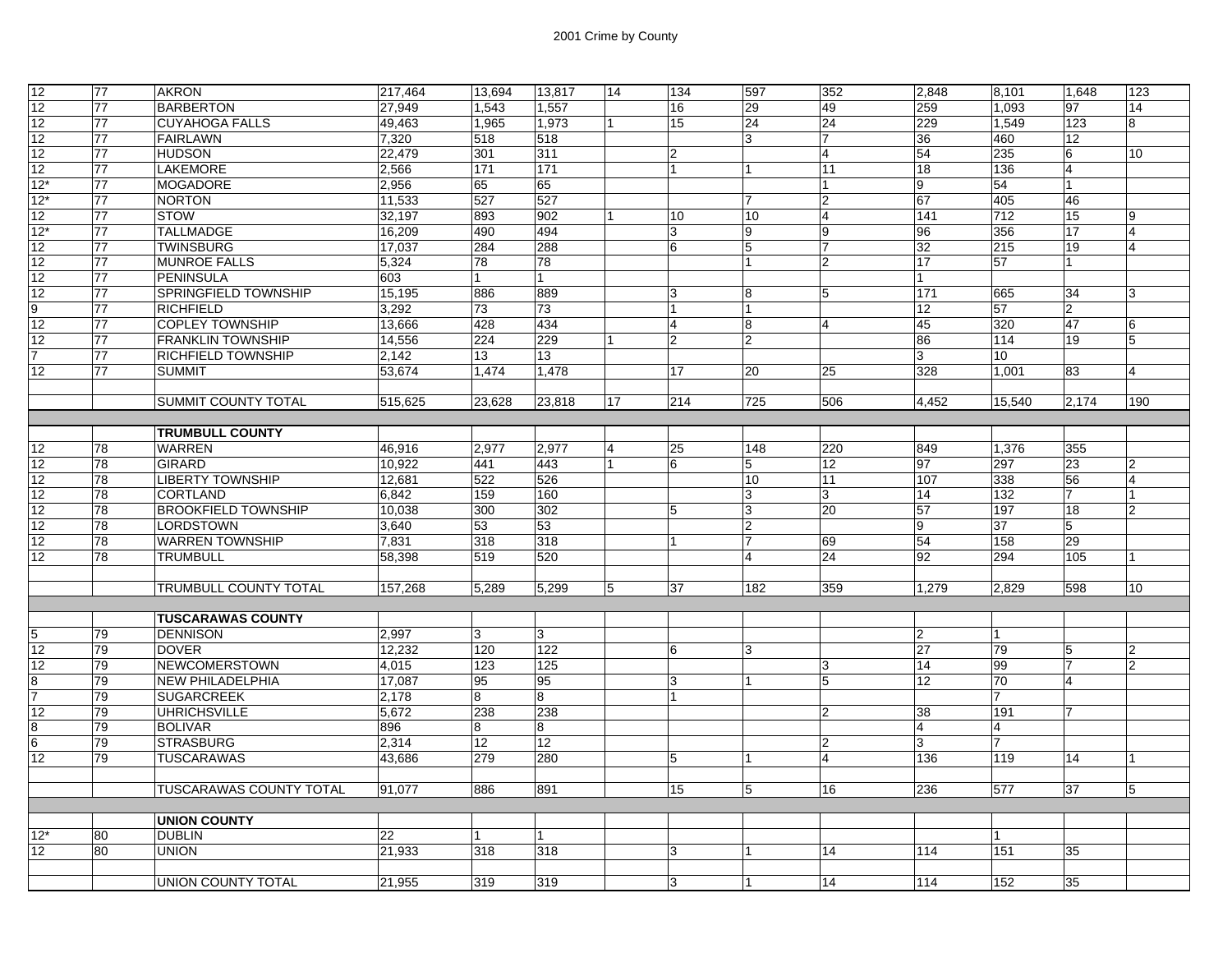| | | | | | | | | | | | | | |
|---|---|---|---|---|---|---|---|---|---|---|---|---|---|
| 12 | 77 | AKRON | 217,464 | 13,694 | 13,817 | 14 | 134 | 597 | 352 | 2,848 | 8,101 | 1,648 | 123 |
| 12 | 77 | BARBERTON | 27,949 | 1,543 | 1,557 | | 16 | 29 | 49 | 259 | 1,093 | 97 | 14 |
| 12 | 77 | CUYAHOGA FALLS | 49,463 | 1,965 | 1,973 | 1 | 15 | 24 | 24 | 229 | 1,549 | 123 | 8 |
| 12 | 77 | FAIRLAWN | 7,320 | 518 | 518 | | | 3 | 7 | 36 | 460 | 12 | |
| 12 | 77 | HUDSON | 22,479 | 301 | 311 | | 2 | | 4 | 54 | 235 | 6 | 10 |
| 12 | 77 | LAKEMORE | 2,566 | 171 | 171 | | 1 | 1 | 11 | 18 | 136 | 4 | |
| 12* | 77 | MOGADORE | 2,956 | 65 | 65 | | | | 1 | 9 | 54 | 1 | |
| 12* | 77 | NORTON | 11,533 | 527 | 527 | | | 7 | 2 | 67 | 405 | 46 | |
| 12 | 77 | STOW | 32,197 | 893 | 902 | 1 | 10 | 10 | 4 | 141 | 712 | 15 | 9 |
| 12* | 77 | TALLMADGE | 16,209 | 490 | 494 | | 3 | 9 | 9 | 96 | 356 | 17 | 4 |
| 12 | 77 | TWINSBURG | 17,037 | 284 | 288 | | 6 | 5 | 7 | 32 | 215 | 19 | 4 |
| 12 | 77 | MUNROE FALLS | 5,324 | 78 | 78 | | | 1 | 2 | 17 | 57 | 1 | |
| 12 | 77 | PENINSULA | 603 | 1 | 1 | | | | | 1 | | | |
| 12 | 77 | SPRINGFIELD TOWNSHIP | 15,195 | 886 | 889 | | 3 | 8 | 5 | 171 | 665 | 34 | 3 |
| 9 | 77 | RICHFIELD | 3,292 | 73 | 73 | | 1 | 1 | | 12 | 57 | 2 | |
| 12 | 77 | COPLEY TOWNSHIP | 13,666 | 428 | 434 | | 4 | 8 | 4 | 45 | 320 | 47 | 6 |
| 12 | 77 | FRANKLIN TOWNSHIP | 14,556 | 224 | 229 | 1 | 2 | 2 | | 86 | 114 | 19 | 5 |
| 7 | 77 | RICHFIELD TOWNSHIP | 2,142 | 13 | 13 | | | | | 3 | 10 | | |
| 12 | 77 | SUMMIT | 53,674 | 1,474 | 1,478 | | 17 | 20 | 25 | 328 | 1,001 | 83 | 4 |
| | | | | | | | | | | | | | |
| | | SUMMIT COUNTY TOTAL | 515,625 | 23,628 | 23,818 | 17 | 214 | 725 | 506 | 4,452 | 15,540 | 2,174 | 190 |
| | | | | | | | | | | | | | |
| | | **TRUMBULL COUNTY** | | | | | | | | | | | |
| 12 | 78 | WARREN | 46,916 | 2,977 | 2,977 | 4 | 25 | 148 | 220 | 849 | 1,376 | 355 | |
| 12 | 78 | GIRARD | 10,922 | 441 | 443 | 1 | 6 | 5 | 12 | 97 | 297 | 23 | 2 |
| 12 | 78 | LIBERTY TOWNSHIP | 12,681 | 522 | 526 | | | 10 | 11 | 107 | 338 | 56 | 4 |
| 12 | 78 | CORTLAND | 6,842 | 159 | 160 | | | 3 | 3 | 14 | 132 | 7 | 1 |
| 12 | 78 | BROOKFIELD TOWNSHIP | 10,038 | 300 | 302 | | 5 | 3 | 20 | 57 | 197 | 18 | 2 |
| 12 | 78 | LORDSTOWN | 3,640 | 53 | 53 | | | 2 | | 9 | 37 | 5 | |
| 12 | 78 | WARREN TOWNSHIP | 7,831 | 318 | 318 | | 1 | 7 | 69 | 54 | 158 | 29 | |
| 12 | 78 | TRUMBULL | 58,398 | 519 | 520 | | | 4 | 24 | 92 | 294 | 105 | 1 |
| | | | | | | | | | | | | | |
| | | TRUMBULL COUNTY TOTAL | 157,268 | 5,289 | 5,299 | 5 | 37 | 182 | 359 | 1,279 | 2,829 | 598 | 10 |
| | | | | | | | | | | | | | |
| | | **TUSCARAWAS COUNTY** | | | | | | | | | | | |
| 5 | 79 | DENNISON | 2,997 | 3 | 3 | | | | | 2 | 1 | | |
| 12 | 79 | DOVER | 12,232 | 120 | 122 | | 6 | 3 | | 27 | 79 | 5 | 2 |
| 12 | 79 | NEWCOMERSTOWN | 4,015 | 123 | 125 | | | | 3 | 14 | 99 | 7 | 2 |
| 8 | 79 | NEW PHILADELPHIA | 17,087 | 95 | 95 | | 3 | 1 | 5 | 12 | 70 | 4 | |
| 7 | 79 | SUGARCREEK | 2,178 | 8 | 8 | | 1 | | | | 7 | | |
| 12 | 79 | UHRICHSVILLE | 5,672 | 238 | 238 | | | | 2 | 38 | 191 | 7 | |
| 8 | 79 | BOLIVAR | 896 | 8 | 8 | | | | | 4 | 4 | | |
| 6 | 79 | STRASBURG | 2,314 | 12 | 12 | | | | 2 | 3 | 7 | | |
| 12 | 79 | TUSCARAWAS | 43,686 | 279 | 280 | | 5 | 1 | 4 | 136 | 119 | 14 | 1 |
| | | | | | | | | | | | | | |
| | | TUSCARAWAS COUNTY TOTAL | 91,077 | 886 | 891 | | 15 | 5 | 16 | 236 | 577 | 37 | 5 |
| | | | | | | | | | | | | | |
| | | **UNION COUNTY** | | | | | | | | | | | |
| 12* | 80 | DUBLIN | 22 | 1 | 1 | | | | | | 1 | | |
| 12 | 80 | UNION | 21,933 | 318 | 318 | | 3 | 1 | 14 | 114 | 151 | 35 | |
| | | | | | | | | | | | | | |
| | | UNION COUNTY TOTAL | 21,955 | 319 | 319 | | 3 | 1 | 14 | 114 | 152 | 35 | |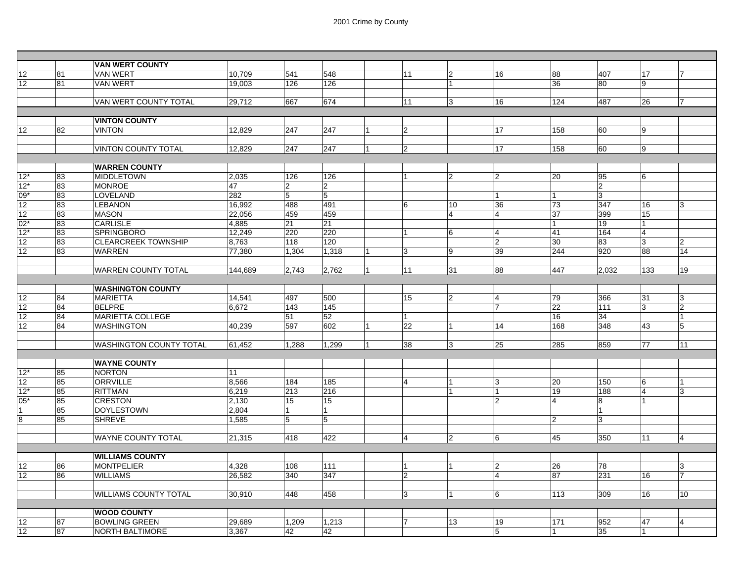| | | | | | | | | | | | | | |
|---|---|---|---|---|---|---|---|---|---|---|---|---|---|
| | | **VAN WERT COUNTY** | | | | | | | | | | | |
| 12 | 81 | VAN WERT | 10,709 | 541 | 548 | | 11 | 2 | 16 | 88 | 407 | 17 | 7 |
| 12 | 81 | VAN WERT | 19,003 | 126 | 126 | | | 1 | | 36 | 80 | 9 | |
| | | VAN WERT COUNTY TOTAL | 29,712 | 667 | 674 | | 11 | 3 | 16 | 124 | 487 | 26 | 7 |
| | | **VINTON COUNTY** | | | | | | | | | | | |
| 12 | 82 | VINTON | 12,829 | 247 | 247 | 1 | 2 | | 17 | 158 | 60 | 9 | |
| | | VINTON COUNTY TOTAL | 12,829 | 247 | 247 | 1 | 2 | | 17 | 158 | 60 | 9 | |
| | | **WARREN COUNTY** | | | | | | | | | | | |
| 12* | 83 | MIDDLETOWN | 2,035 | 126 | 126 | | 1 | 2 | 2 | 20 | 95 | 6 | |
| 12* | 83 | MONROE | 47 | 2 | 2 | | | | | | 2 | | |
| 09* | 83 | LOVELAND | 282 | 5 | 5 | | | | 1 | 1 | 3 | | |
| 12 | 83 | LEBANON | 16,992 | 488 | 491 | | 6 | 10 | 36 | 73 | 347 | 16 | 3 |
| 12 | 83 | MASON | 22,056 | 459 | 459 | | | 4 | 4 | 37 | 399 | 15 | |
| 02* | 83 | CARLISLE | 4,885 | 21 | 21 | | | | | 1 | 19 | 1 | |
| 12* | 83 | SPRINGBORO | 12,249 | 220 | 220 | | 1 | 6 | 4 | 41 | 164 | 4 | |
| 12 | 83 | CLEARCREEK TOWNSHIP | 8,763 | 118 | 120 | | | | 2 | 30 | 83 | 3 | 2 |
| 12 | 83 | WARREN | 77,380 | 1,304 | 1,318 | 1 | 3 | 9 | 39 | 244 | 920 | 88 | 14 |
| | | WARREN COUNTY TOTAL | 144,689 | 2,743 | 2,762 | 1 | 11 | 31 | 88 | 447 | 2,032 | 133 | 19 |
| | | **WASHINGTON COUNTY** | | | | | | | | | | | |
| 12 | 84 | MARIETTA | 14,541 | 497 | 500 | | 15 | 2 | 4 | 79 | 366 | 31 | 3 |
| 12 | 84 | BELPRE | 6,672 | 143 | 145 | | | | 7 | 22 | 111 | 3 | 2 |
| 12 | 84 | MARIETTA COLLEGE | | 51 | 52 | | 1 | | | 16 | 34 | | 1 |
| 12 | 84 | WASHINGTON | 40,239 | 597 | 602 | 1 | 22 | 1 | 14 | 168 | 348 | 43 | 5 |
| | | WASHINGTON COUNTY TOTAL | 61,452 | 1,288 | 1,299 | 1 | 38 | 3 | 25 | 285 | 859 | 77 | 11 |
| | | **WAYNE COUNTY** | | | | | | | | | | | |
| 12* | 85 | NORTON | 11 | | | | | | | | | | |
| 12 | 85 | ORRVILLE | 8,566 | 184 | 185 | | 4 | 1 | 3 | 20 | 150 | 6 | 1 |
| 12* | 85 | RITTMAN | 6,219 | 213 | 216 | | | 1 | 1 | 19 | 188 | 4 | 3 |
| 05* | 85 | CRESTON | 2,130 | 15 | 15 | | | | 2 | 4 | 8 | 1 | |
| 1 | 85 | DOYLESTOWN | 2,804 | 1 | 1 | | | | | | 1 | | |
| 8 | 85 | SHREVE | 1,585 | 5 | 5 | | | | | 2 | 3 | | |
| | | WAYNE COUNTY TOTAL | 21,315 | 418 | 422 | | 4 | 2 | 6 | 45 | 350 | 11 | 4 |
| | | **WILLIAMS COUNTY** | | | | | | | | | | | |
| 12 | 86 | MONTPELIER | 4,328 | 108 | 111 | | 1 | 1 | 2 | 26 | 78 | | 3 |
| 12 | 86 | WILLIAMS | 26,582 | 340 | 347 | | 2 | | 4 | 87 | 231 | 16 | 7 |
| | | WILLIAMS COUNTY TOTAL | 30,910 | 448 | 458 | | 3 | 1 | 6 | 113 | 309 | 16 | 10 |
| | | **WOOD COUNTY** | | | | | | | | | | | |
| 12 | 87 | BOWLING GREEN | 29,689 | 1,209 | 1,213 | | 7 | 13 | 19 | 171 | 952 | 47 | 4 |
| 12 | 87 | NORTH BALTIMORE | 3,367 | 42 | 42 | | | | 5 | 1 | 35 | 1 | |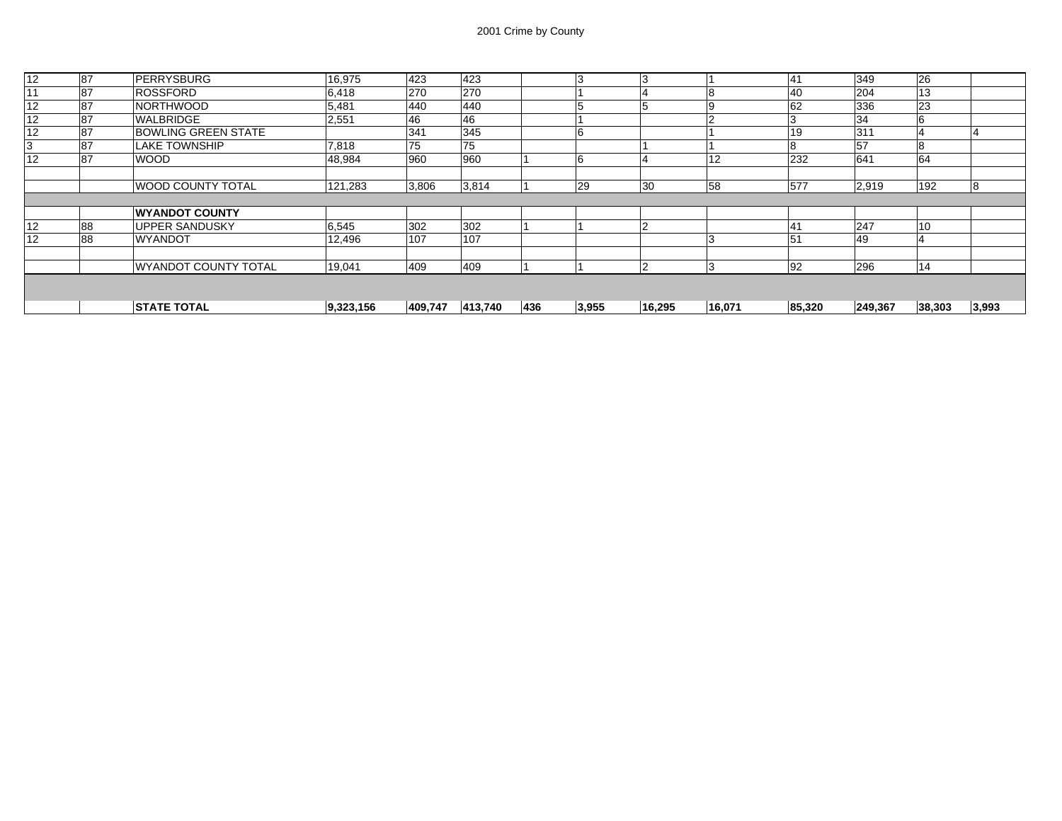| | | | | | | | | | | | | | |
|---|---|---|---|---|---|---|---|---|---|---|---|---|---|
| 12 | 87 | PERRYSBURG | 16,975 | 423 | 423 | | 3 | 3 | 1 | 41 | 349 | 26 | |
| 11 | 87 | ROSSFORD | 6,418 | 270 | 270 | | 1 | 4 | 8 | 40 | 204 | 13 | |
| 12 | 87 | NORTHWOOD | 5,481 | 440 | 440 | | 5 | 5 | 9 | 62 | 336 | 23 | |
| 12 | 87 | WALBRIDGE | 2,551 | 46 | 46 | | 1 | | 2 | 3 | 34 | 6 | |
| 12 | 87 | BOWLING GREEN STATE | | 341 | 345 | | 6 | | 1 | 19 | 311 | 4 | 4 |
| 3 | 87 | LAKE TOWNSHIP | 7,818 | 75 | 75 | | | 1 | 1 | 8 | 57 | 8 | |
| 12 | 87 | WOOD | 48,984 | 960 | 960 | 1 | 6 | 4 | 12 | 232 | 641 | 64 | |
| | | | | | | | | | | | | | |
| | | WOOD COUNTY TOTAL | 121,283 | 3,806 | 3,814 | 1 | 29 | 30 | 58 | 577 | 2,919 | 192 | 8 |
| | | | | | | | | | | | | | |
| | | **WYANDOT COUNTY** | | | | | | | | | | | |
| 12 | 88 | UPPER SANDUSKY | 6,545 | 302 | 302 | 1 | 1 | 2 | | 41 | 247 | 10 | |
| 12 | 88 | WYANDOT | 12,496 | 107 | 107 | | | | 3 | 51 | 49 | 4 | |
| | | | | | | | | | | | | | |
| | | WYANDOT COUNTY TOTAL | 19,041 | 409 | 409 | 1 | 1 | 2 | 3 | 92 | 296 | 14 | |
| | | | | | | | | | | | | | |
| | | **STATE TOTAL** | **9,323,156** | **409,747** | **413,740** | **436** | **3,955** | **16,295** | **16,071** | **85,320** | **249,367** | **38,303** | **3,993** |